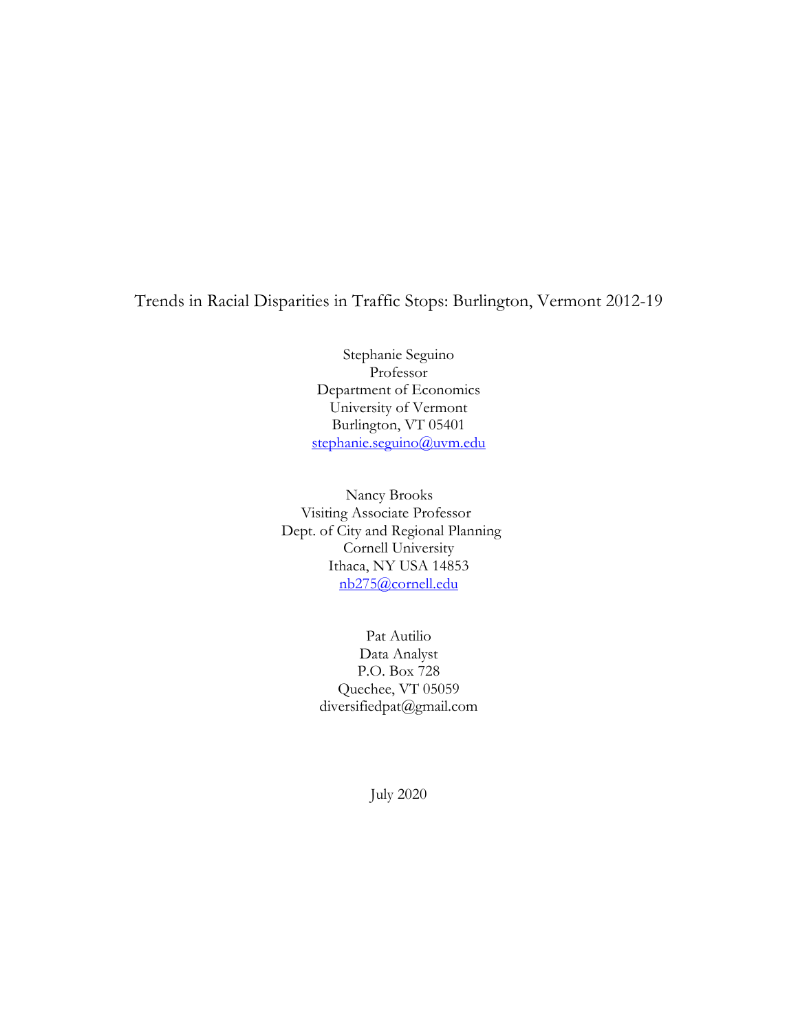# Trends in Racial Disparities in Traffic Stops: Burlington, Vermont 2012-19

Stephanie Seguino
Professor
Department of Economics
University of Vermont
Burlington, VT 05401
stephanie.seguino@uvm.edu

Nancy Brooks
Visiting Associate Professor
Dept. of City and Regional Planning
Cornell University
Ithaca, NY USA 14853
nb275@cornell.edu

Pat Autilio
Data Analyst
P.O. Box 728
Quechee, VT 05059
diversifiedpat@gmail.com

July 2020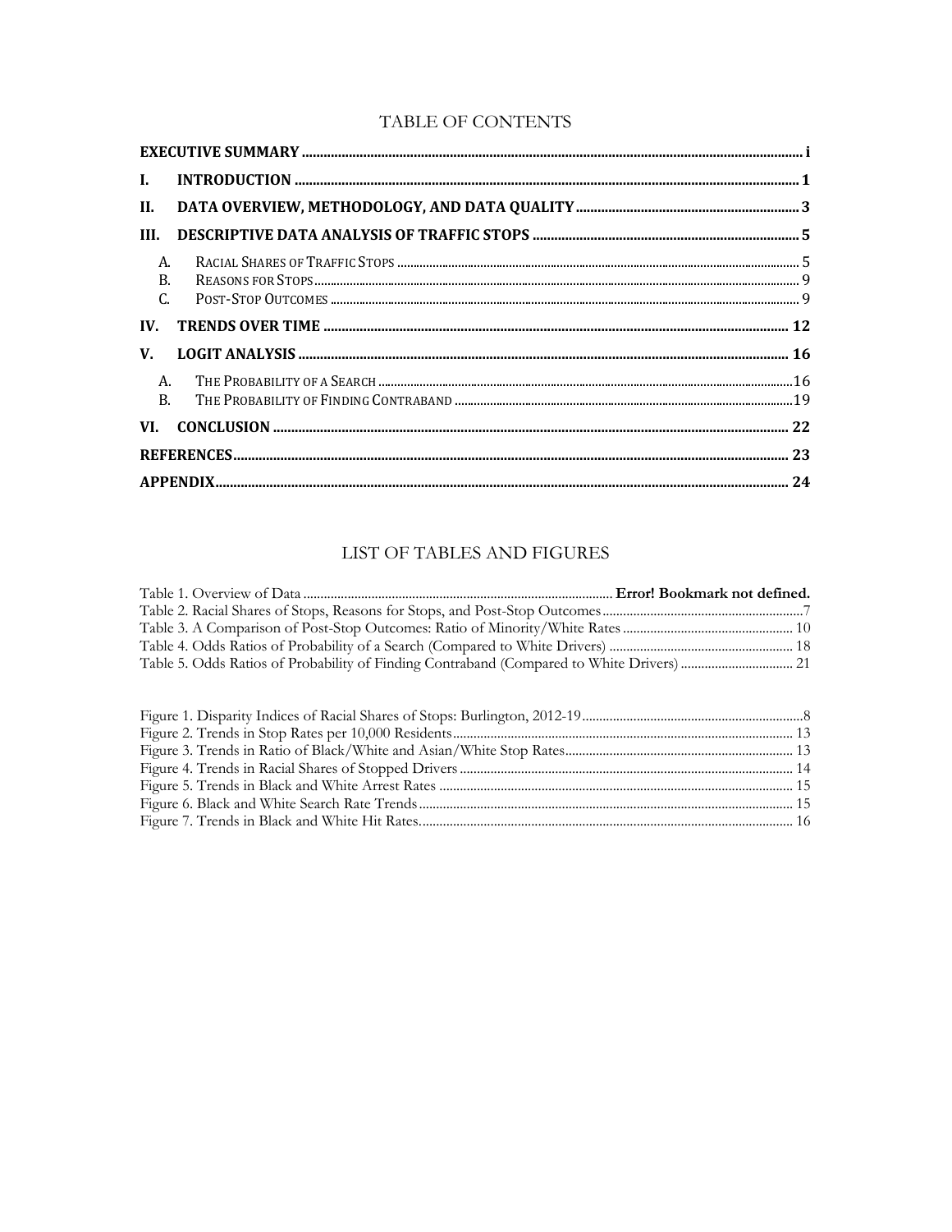# TABLE OF CONTENTS

**EXECUTIVE SUMMARY** .......... i

**I. INTRODUCTION** .......... 1

**II. DATA OVERVIEW, METHODOLOGY, AND DATA QUALITY** .......... 3

**III. DESCRIPTIVE DATA ANALYSIS OF TRAFFIC STOPS** .......... 5

- A. Racial Shares of Traffic Stops .......... 5
- B. Reasons for Stops .......... 9
- C. Post-Stop Outcomes .......... 9

**IV. TRENDS OVER TIME** .......... 12

**V. LOGIT ANALYSIS** .......... 16

- A. The Probability of a Search .......... 16
- B. The Probability of Finding Contraband .......... 19

**VI. CONCLUSION** .......... 22

**REFERENCES** .......... 23

**APPENDIX** .......... 24

# LIST OF TABLES AND FIGURES

Table 1. Overview of Data .......... **Error! Bookmark not defined.**
Table 2. Racial Shares of Stops, Reasons for Stops, and Post-Stop Outcomes .......... 7
Table 3. A Comparison of Post-Stop Outcomes: Ratio of Minority/White Rates .......... 10
Table 4. Odds Ratios of Probability of a Search (Compared to White Drivers) .......... 18
Table 5. Odds Ratios of Probability of Finding Contraband (Compared to White Drivers) .......... 21

Figure 1. Disparity Indices of Racial Shares of Stops: Burlington, 2012-19 .......... 8
Figure 2. Trends in Stop Rates per 10,000 Residents .......... 13
Figure 3. Trends in Ratio of Black/White and Asian/White Stop Rates .......... 13
Figure 4. Trends in Racial Shares of Stopped Drivers .......... 14
Figure 5. Trends in Black and White Arrest Rates .......... 15
Figure 6. Black and White Search Rate Trends .......... 15
Figure 7. Trends in Black and White Hit Rates. .......... 16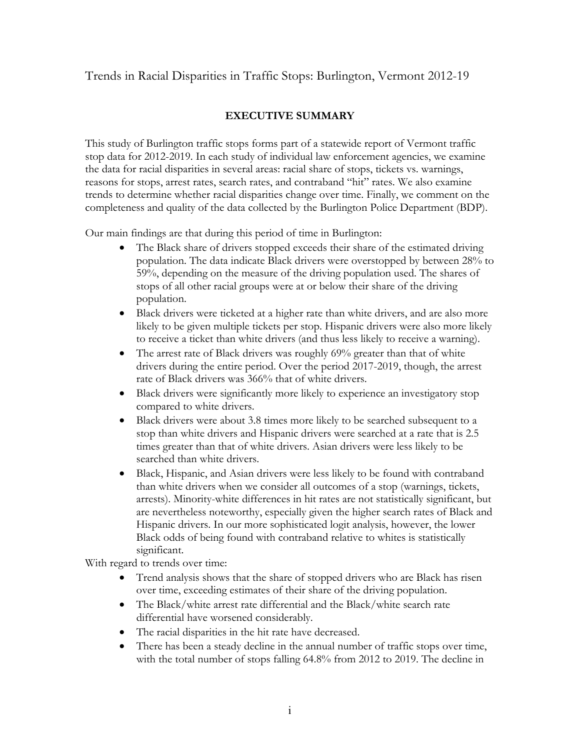Trends in Racial Disparities in Traffic Stops: Burlington, Vermont 2012-19

## EXECUTIVE SUMMARY

This study of Burlington traffic stops forms part of a statewide report of Vermont traffic stop data for 2012-2019. In each study of individual law enforcement agencies, we examine the data for racial disparities in several areas: racial share of stops, tickets vs. warnings, reasons for stops, arrest rates, search rates, and contraband "hit" rates. We also examine trends to determine whether racial disparities change over time. Finally, we comment on the completeness and quality of the data collected by the Burlington Police Department (BDP).

Our main findings are that during this period of time in Burlington:

- The Black share of drivers stopped exceeds their share of the estimated driving population. The data indicate Black drivers were overstopped by between 28% to 59%, depending on the measure of the driving population used. The shares of stops of all other racial groups were at or below their share of the driving population.
- Black drivers were ticketed at a higher rate than white drivers, and are also more likely to be given multiple tickets per stop. Hispanic drivers were also more likely to receive a ticket than white drivers (and thus less likely to receive a warning).
- The arrest rate of Black drivers was roughly 69% greater than that of white drivers during the entire period. Over the period 2017-2019, though, the arrest rate of Black drivers was 366% that of white drivers.
- Black drivers were significantly more likely to experience an investigatory stop compared to white drivers.
- Black drivers were about 3.8 times more likely to be searched subsequent to a stop than white drivers and Hispanic drivers were searched at a rate that is 2.5 times greater than that of white drivers. Asian drivers were less likely to be searched than white drivers.
- Black, Hispanic, and Asian drivers were less likely to be found with contraband than white drivers when we consider all outcomes of a stop (warnings, tickets, arrests). Minority-white differences in hit rates are not statistically significant, but are nevertheless noteworthy, especially given the higher search rates of Black and Hispanic drivers. In our more sophisticated logit analysis, however, the lower Black odds of being found with contraband relative to whites is statistically significant.

With regard to trends over time:

- Trend analysis shows that the share of stopped drivers who are Black has risen over time, exceeding estimates of their share of the driving population.
- The Black/white arrest rate differential and the Black/white search rate differential have worsened considerably.
- The racial disparities in the hit rate have decreased.
- There has been a steady decline in the annual number of traffic stops over time, with the total number of stops falling 64.8% from 2012 to 2019. The decline in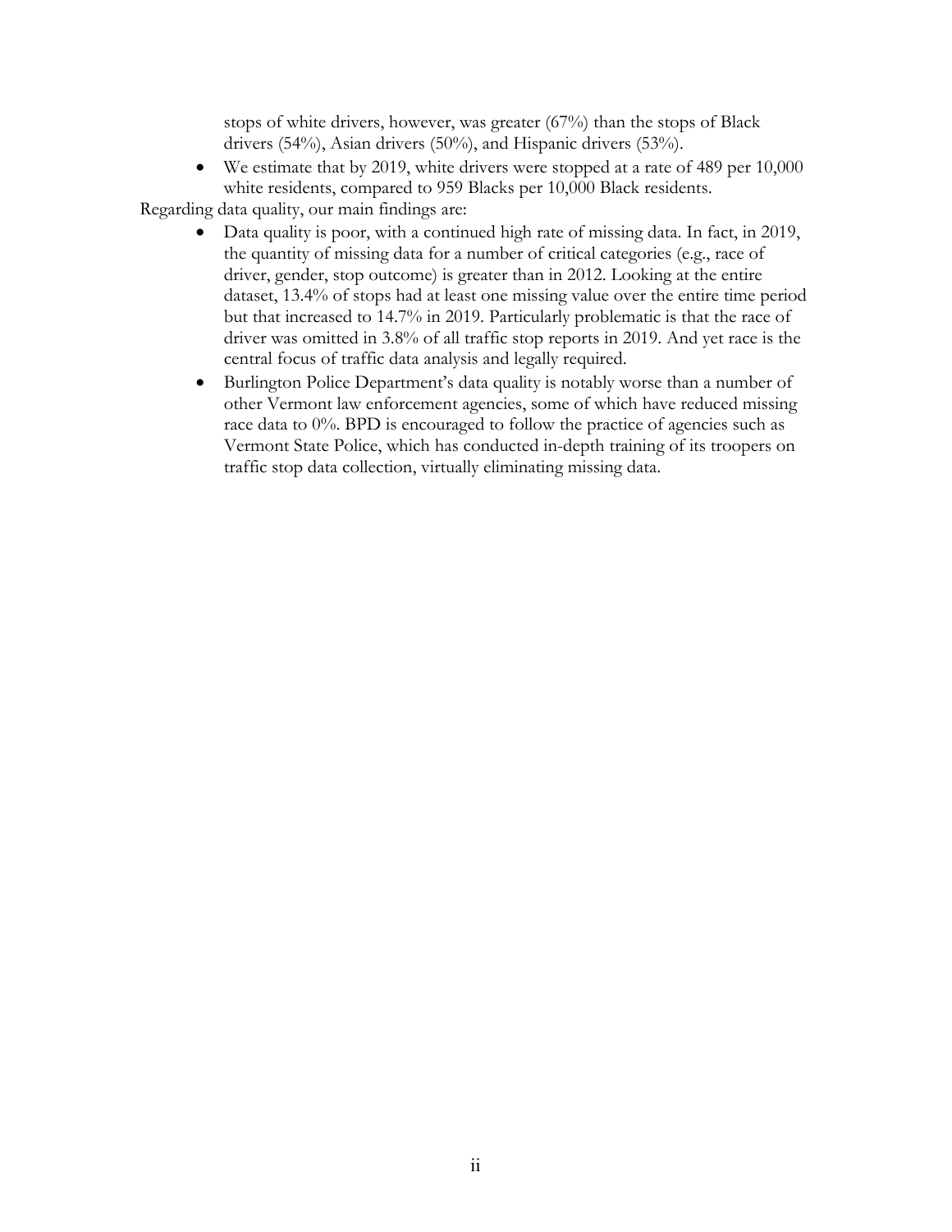stops of white drivers, however, was greater (67%) than the stops of Black drivers (54%), Asian drivers (50%), and Hispanic drivers (53%).

- We estimate that by 2019, white drivers were stopped at a rate of 489 per 10,000 white residents, compared to 959 Blacks per 10,000 Black residents.

Regarding data quality, our main findings are:

- Data quality is poor, with a continued high rate of missing data. In fact, in 2019, the quantity of missing data for a number of critical categories (e.g., race of driver, gender, stop outcome) is greater than in 2012. Looking at the entire dataset, 13.4% of stops had at least one missing value over the entire time period but that increased to 14.7% in 2019. Particularly problematic is that the race of driver was omitted in 3.8% of all traffic stop reports in 2019. And yet race is the central focus of traffic data analysis and legally required.
- Burlington Police Department's data quality is notably worse than a number of other Vermont law enforcement agencies, some of which have reduced missing race data to 0%. BPD is encouraged to follow the practice of agencies such as Vermont State Police, which has conducted in-depth training of its troopers on traffic stop data collection, virtually eliminating missing data.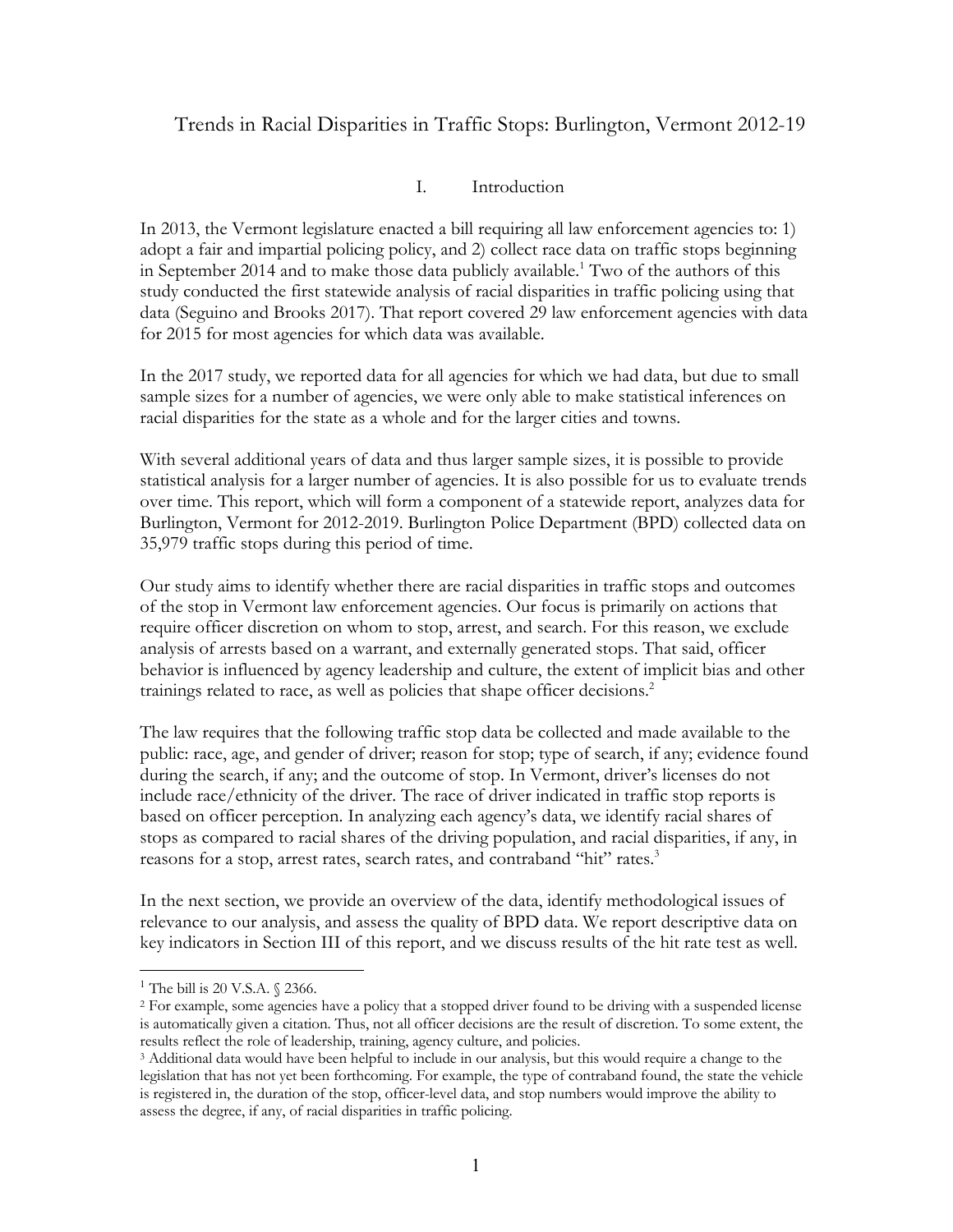# Trends in Racial Disparities in Traffic Stops: Burlington, Vermont 2012-19

## I. Introduction

In 2013, the Vermont legislature enacted a bill requiring all law enforcement agencies to: 1) adopt a fair and impartial policing policy, and 2) collect race data on traffic stops beginning in September 2014 and to make those data publicly available.[1] Two of the authors of this study conducted the first statewide analysis of racial disparities in traffic policing using that data (Seguino and Brooks 2017). That report covered 29 law enforcement agencies with data for 2015 for most agencies for which data was available.

In the 2017 study, we reported data for all agencies for which we had data, but due to small sample sizes for a number of agencies, we were only able to make statistical inferences on racial disparities for the state as a whole and for the larger cities and towns.

With several additional years of data and thus larger sample sizes, it is possible to provide statistical analysis for a larger number of agencies. It is also possible for us to evaluate trends over time. This report, which will form a component of a statewide report, analyzes data for Burlington, Vermont for 2012-2019. Burlington Police Department (BPD) collected data on 35,979 traffic stops during this period of time.

Our study aims to identify whether there are racial disparities in traffic stops and outcomes of the stop in Vermont law enforcement agencies. Our focus is primarily on actions that require officer discretion on whom to stop, arrest, and search. For this reason, we exclude analysis of arrests based on a warrant, and externally generated stops. That said, officer behavior is influenced by agency leadership and culture, the extent of implicit bias and other trainings related to race, as well as policies that shape officer decisions.[2]

The law requires that the following traffic stop data be collected and made available to the public: race, age, and gender of driver; reason for stop; type of search, if any; evidence found during the search, if any; and the outcome of stop. In Vermont, driver's licenses do not include race/ethnicity of the driver. The race of driver indicated in traffic stop reports is based on officer perception. In analyzing each agency's data, we identify racial shares of stops as compared to racial shares of the driving population, and racial disparities, if any, in reasons for a stop, arrest rates, search rates, and contraband "hit" rates.[3]

In the next section, we provide an overview of the data, identify methodological issues of relevance to our analysis, and assess the quality of BPD data. We report descriptive data on key indicators in Section III of this report, and we discuss results of the hit rate test as well.

---

[1] The bill is 20 V.S.A. § 2366.

[2] For example, some agencies have a policy that a stopped driver found to be driving with a suspended license is automatically given a citation. Thus, not all officer decisions are the result of discretion. To some extent, the results reflect the role of leadership, training, agency culture, and policies.

[3] Additional data would have been helpful to include in our analysis, but this would require a change to the legislation that has not yet been forthcoming. For example, the type of contraband found, the state the vehicle is registered in, the duration of the stop, officer-level data, and stop numbers would improve the ability to assess the degree, if any, of racial disparities in traffic policing.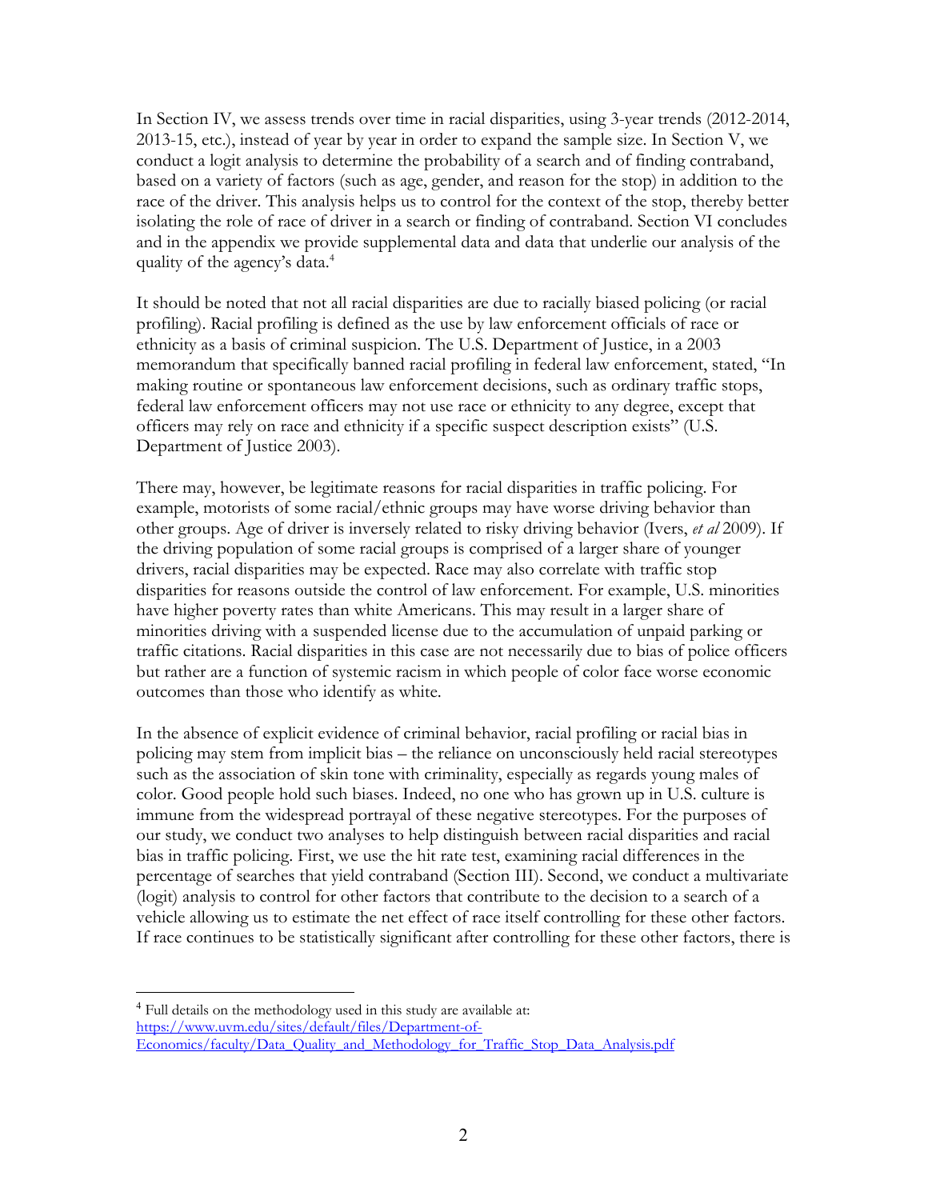In Section IV, we assess trends over time in racial disparities, using 3-year trends (2012-2014, 2013-15, etc.), instead of year by year in order to expand the sample size. In Section V, we conduct a logit analysis to determine the probability of a search and of finding contraband, based on a variety of factors (such as age, gender, and reason for the stop) in addition to the race of the driver. This analysis helps us to control for the context of the stop, thereby better isolating the role of race of driver in a search or finding of contraband. Section VI concludes and in the appendix we provide supplemental data and data that underlie our analysis of the quality of the agency's data.[4]

It should be noted that not all racial disparities are due to racially biased policing (or racial profiling). Racial profiling is defined as the use by law enforcement officials of race or ethnicity as a basis of criminal suspicion. The U.S. Department of Justice, in a 2003 memorandum that specifically banned racial profiling in federal law enforcement, stated, "In making routine or spontaneous law enforcement decisions, such as ordinary traffic stops, federal law enforcement officers may not use race or ethnicity to any degree, except that officers may rely on race and ethnicity if a specific suspect description exists" (U.S. Department of Justice 2003).

There may, however, be legitimate reasons for racial disparities in traffic policing. For example, motorists of some racial/ethnic groups may have worse driving behavior than other groups. Age of driver is inversely related to risky driving behavior (Ivers, *et al* 2009). If the driving population of some racial groups is comprised of a larger share of younger drivers, racial disparities may be expected. Race may also correlate with traffic stop disparities for reasons outside the control of law enforcement. For example, U.S. minorities have higher poverty rates than white Americans. This may result in a larger share of minorities driving with a suspended license due to the accumulation of unpaid parking or traffic citations. Racial disparities in this case are not necessarily due to bias of police officers but rather are a function of systemic racism in which people of color face worse economic outcomes than those who identify as white.

In the absence of explicit evidence of criminal behavior, racial profiling or racial bias in policing may stem from implicit bias – the reliance on unconsciously held racial stereotypes such as the association of skin tone with criminality, especially as regards young males of color. Good people hold such biases. Indeed, no one who has grown up in U.S. culture is immune from the widespread portrayal of these negative stereotypes. For the purposes of our study, we conduct two analyses to help distinguish between racial disparities and racial bias in traffic policing. First, we use the hit rate test, examining racial differences in the percentage of searches that yield contraband (Section III). Second, we conduct a multivariate (logit) analysis to control for other factors that contribute to the decision to a search of a vehicle allowing us to estimate the net effect of race itself controlling for these other factors. If race continues to be statistically significant after controlling for these other factors, there is

[4] Full details on the methodology used in this study are available at: https://www.uvm.edu/sites/default/files/Department-of-Economics/faculty/Data_Quality_and_Methodology_for_Traffic_Stop_Data_Analysis.pdf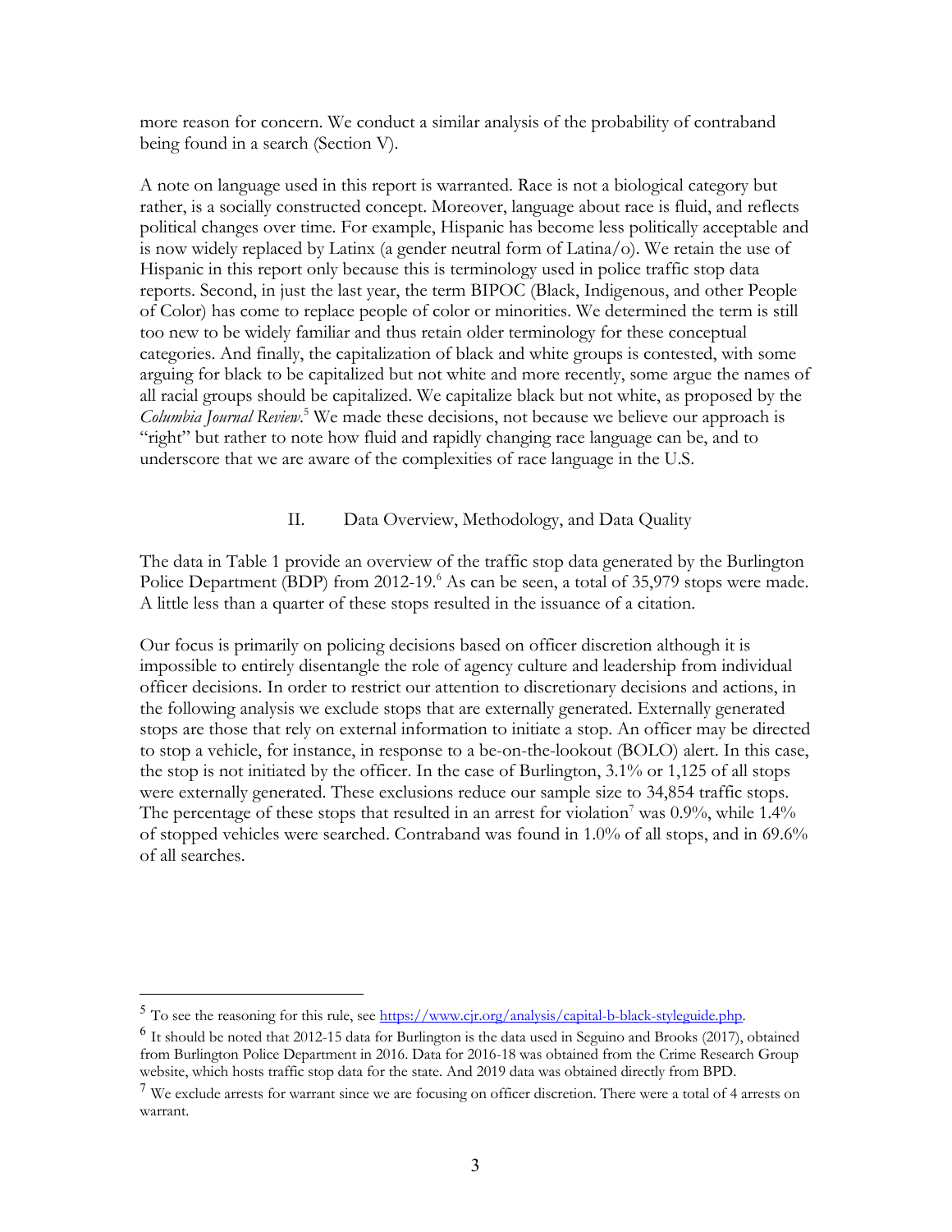more reason for concern. We conduct a similar analysis of the probability of contraband being found in a search (Section V).

A note on language used in this report is warranted. Race is not a biological category but rather, is a socially constructed concept. Moreover, language about race is fluid, and reflects political changes over time. For example, Hispanic has become less politically acceptable and is now widely replaced by Latinx (a gender neutral form of Latina/o). We retain the use of Hispanic in this report only because this is terminology used in police traffic stop data reports. Second, in just the last year, the term BIPOC (Black, Indigenous, and other People of Color) has come to replace people of color or minorities. We determined the term is still too new to be widely familiar and thus retain older terminology for these conceptual categories. And finally, the capitalization of black and white groups is contested, with some arguing for black to be capitalized but not white and more recently, some argue the names of all racial groups should be capitalized. We capitalize black but not white, as proposed by the *Columbia Journal Review*.[5] We made these decisions, not because we believe our approach is "right" but rather to note how fluid and rapidly changing race language can be, and to underscore that we are aware of the complexities of race language in the U.S.

## II. Data Overview, Methodology, and Data Quality

The data in Table 1 provide an overview of the traffic stop data generated by the Burlington Police Department (BDP) from 2012-19.[6] As can be seen, a total of 35,979 stops were made. A little less than a quarter of these stops resulted in the issuance of a citation.

Our focus is primarily on policing decisions based on officer discretion although it is impossible to entirely disentangle the role of agency culture and leadership from individual officer decisions. In order to restrict our attention to discretionary decisions and actions, in the following analysis we exclude stops that are externally generated. Externally generated stops are those that rely on external information to initiate a stop. An officer may be directed to stop a vehicle, for instance, in response to a be-on-the-lookout (BOLO) alert. In this case, the stop is not initiated by the officer. In the case of Burlington, 3.1% or 1,125 of all stops were externally generated. These exclusions reduce our sample size to 34,854 traffic stops. The percentage of these stops that resulted in an arrest for violation[7] was 0.9%, while 1.4% of stopped vehicles were searched. Contraband was found in 1.0% of all stops, and in 69.6% of all searches.

---

[5] To see the reasoning for this rule, see https://www.cjr.org/analysis/capital-b-black-styleguide.php.

[6] It should be noted that 2012-15 data for Burlington is the data used in Seguino and Brooks (2017), obtained from Burlington Police Department in 2016. Data for 2016-18 was obtained from the Crime Research Group website, which hosts traffic stop data for the state. And 2019 data was obtained directly from BPD.

[7] We exclude arrests for warrant since we are focusing on officer discretion. There were a total of 4 arrests on warrant.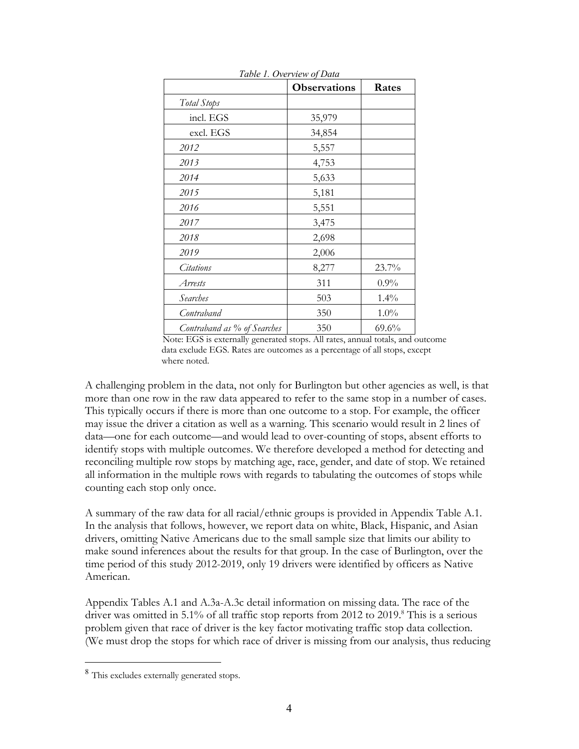*Table 1. Overview of Data*

| | **Observations** | **Rates** |
|---|---|---|
| *Total Stops* | | |
| incl. EGS | 35,979 | |
| excl. EGS | 34,854 | |
| *2012* | 5,557 | |
| *2013* | 4,753 | |
| *2014* | 5,633 | |
| *2015* | 5,181 | |
| *2016* | 5,551 | |
| *2017* | 3,475 | |
| *2018* | 2,698 | |
| *2019* | 2,006 | |
| *Citations* | 8,277 | 23.7% |
| *Arrests* | 311 | 0.9% |
| *Searches* | 503 | 1.4% |
| *Contraband* | 350 | 1.0% |
| *Contraband as % of Searches* | 350 | 69.6% |

Note: EGS is externally generated stops. All rates, annual totals, and outcome data exclude EGS. Rates are outcomes as a percentage of all stops, except where noted.

A challenging problem in the data, not only for Burlington but other agencies as well, is that more than one row in the raw data appeared to refer to the same stop in a number of cases. This typically occurs if there is more than one outcome to a stop. For example, the officer may issue the driver a citation as well as a warning. This scenario would result in 2 lines of data—one for each outcome—and would lead to over-counting of stops, absent efforts to identify stops with multiple outcomes. We therefore developed a method for detecting and reconciling multiple row stops by matching age, race, gender, and date of stop. We retained all information in the multiple rows with regards to tabulating the outcomes of stops while counting each stop only once.

A summary of the raw data for all racial/ethnic groups is provided in Appendix Table A.1. In the analysis that follows, however, we report data on white, Black, Hispanic, and Asian drivers, omitting Native Americans due to the small sample size that limits our ability to make sound inferences about the results for that group. In the case of Burlington, over the time period of this study 2012-2019, only 19 drivers were identified by officers as Native American.

Appendix Tables A.1 and A.3a-A.3c detail information on missing data. The race of the driver was omitted in 5.1% of all traffic stop reports from 2012 to 2019.[8] This is a serious problem given that race of driver is the key factor motivating traffic stop data collection. (We must drop the stops for which race of driver is missing from our analysis, thus reducing

[8] This excludes externally generated stops.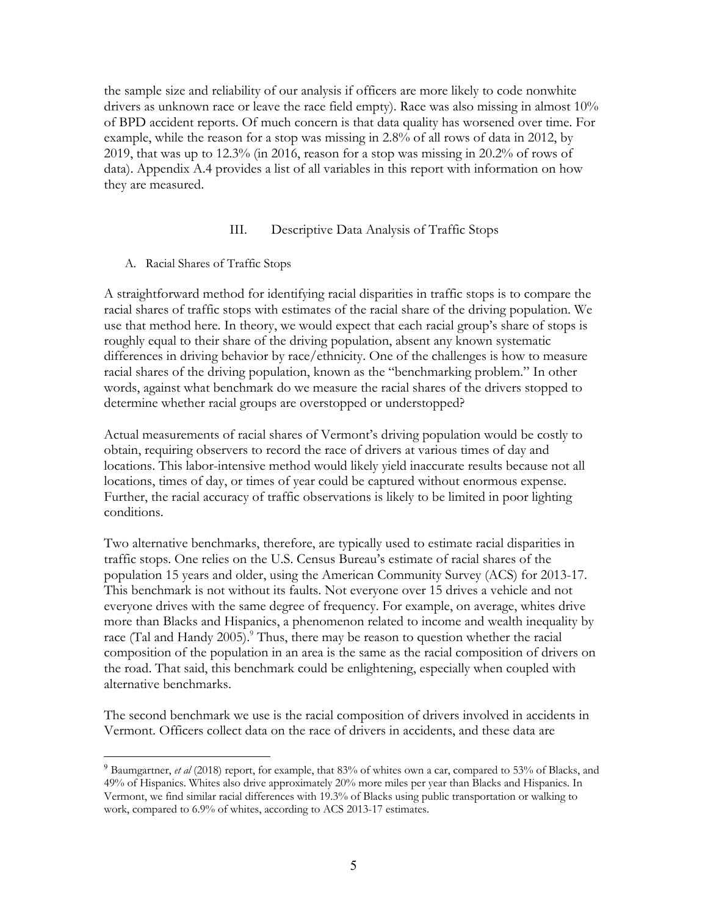the sample size and reliability of our analysis if officers are more likely to code nonwhite drivers as unknown race or leave the race field empty). Race was also missing in almost 10% of BPD accident reports. Of much concern is that data quality has worsened over time. For example, while the reason for a stop was missing in 2.8% of all rows of data in 2012, by 2019, that was up to 12.3% (in 2016, reason for a stop was missing in 20.2% of rows of data). Appendix A.4 provides a list of all variables in this report with information on how they are measured.

## III. Descriptive Data Analysis of Traffic Stops

### A. Racial Shares of Traffic Stops

A straightforward method for identifying racial disparities in traffic stops is to compare the racial shares of traffic stops with estimates of the racial share of the driving population. We use that method here. In theory, we would expect that each racial group's share of stops is roughly equal to their share of the driving population, absent any known systematic differences in driving behavior by race/ethnicity. One of the challenges is how to measure racial shares of the driving population, known as the "benchmarking problem." In other words, against what benchmark do we measure the racial shares of the drivers stopped to determine whether racial groups are overstopped or understopped?

Actual measurements of racial shares of Vermont's driving population would be costly to obtain, requiring observers to record the race of drivers at various times of day and locations. This labor-intensive method would likely yield inaccurate results because not all locations, times of day, or times of year could be captured without enormous expense. Further, the racial accuracy of traffic observations is likely to be limited in poor lighting conditions.

Two alternative benchmarks, therefore, are typically used to estimate racial disparities in traffic stops. One relies on the U.S. Census Bureau's estimate of racial shares of the population 15 years and older, using the American Community Survey (ACS) for 2013-17. This benchmark is not without its faults. Not everyone over 15 drives a vehicle and not everyone drives with the same degree of frequency. For example, on average, whites drive more than Blacks and Hispanics, a phenomenon related to income and wealth inequality by race (Tal and Handy 2005).[9] Thus, there may be reason to question whether the racial composition of the population in an area is the same as the racial composition of drivers on the road. That said, this benchmark could be enlightening, especially when coupled with alternative benchmarks.

The second benchmark we use is the racial composition of drivers involved in accidents in Vermont. Officers collect data on the race of drivers in accidents, and these data are

---

[9] Baumgartner, *et al* (2018) report, for example, that 83% of whites own a car, compared to 53% of Blacks, and 49% of Hispanics. Whites also drive approximately 20% more miles per year than Blacks and Hispanics. In Vermont, we find similar racial differences with 19.3% of Blacks using public transportation or walking to work, compared to 6.9% of whites, according to ACS 2013-17 estimates.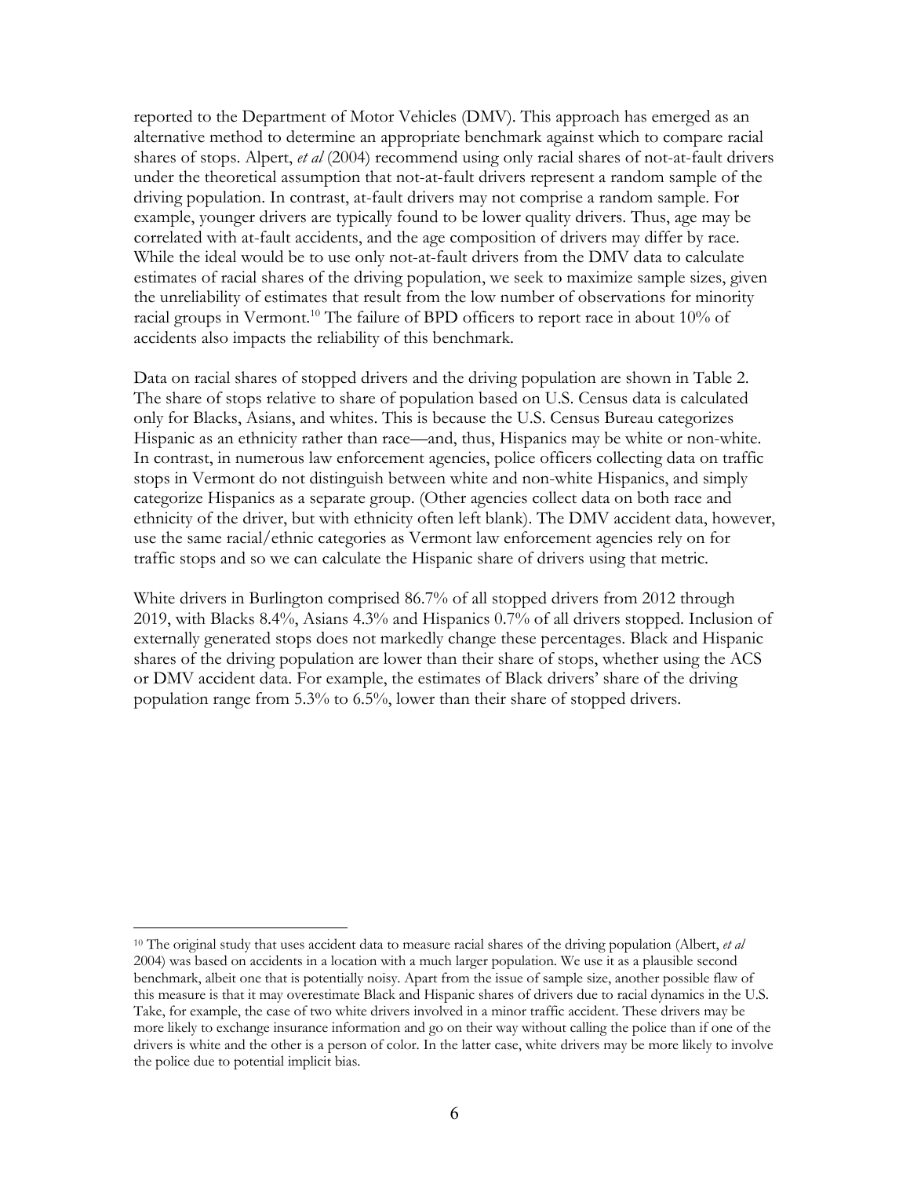reported to the Department of Motor Vehicles (DMV). This approach has emerged as an alternative method to determine an appropriate benchmark against which to compare racial shares of stops. Alpert, *et al* (2004) recommend using only racial shares of not-at-fault drivers under the theoretical assumption that not-at-fault drivers represent a random sample of the driving population. In contrast, at-fault drivers may not comprise a random sample. For example, younger drivers are typically found to be lower quality drivers. Thus, age may be correlated with at-fault accidents, and the age composition of drivers may differ by race. While the ideal would be to use only not-at-fault drivers from the DMV data to calculate estimates of racial shares of the driving population, we seek to maximize sample sizes, given the unreliability of estimates that result from the low number of observations for minority racial groups in Vermont.[10] The failure of BPD officers to report race in about 10% of accidents also impacts the reliability of this benchmark.

Data on racial shares of stopped drivers and the driving population are shown in Table 2. The share of stops relative to share of population based on U.S. Census data is calculated only for Blacks, Asians, and whites. This is because the U.S. Census Bureau categorizes Hispanic as an ethnicity rather than race—and, thus, Hispanics may be white or non-white. In contrast, in numerous law enforcement agencies, police officers collecting data on traffic stops in Vermont do not distinguish between white and non-white Hispanics, and simply categorize Hispanics as a separate group. (Other agencies collect data on both race and ethnicity of the driver, but with ethnicity often left blank). The DMV accident data, however, use the same racial/ethnic categories as Vermont law enforcement agencies rely on for traffic stops and so we can calculate the Hispanic share of drivers using that metric.

White drivers in Burlington comprised 86.7% of all stopped drivers from 2012 through 2019, with Blacks 8.4%, Asians 4.3% and Hispanics 0.7% of all drivers stopped. Inclusion of externally generated stops does not markedly change these percentages. Black and Hispanic shares of the driving population are lower than their share of stops, whether using the ACS or DMV accident data. For example, the estimates of Black drivers' share of the driving population range from 5.3% to 6.5%, lower than their share of stopped drivers.

[10] The original study that uses accident data to measure racial shares of the driving population (Albert, *et al* 2004) was based on accidents in a location with a much larger population. We use it as a plausible second benchmark, albeit one that is potentially noisy. Apart from the issue of sample size, another possible flaw of this measure is that it may overestimate Black and Hispanic shares of drivers due to racial dynamics in the U.S. Take, for example, the case of two white drivers involved in a minor traffic accident. These drivers may be more likely to exchange insurance information and go on their way without calling the police than if one of the drivers is white and the other is a person of color. In the latter case, white drivers may be more likely to involve the police due to potential implicit bias.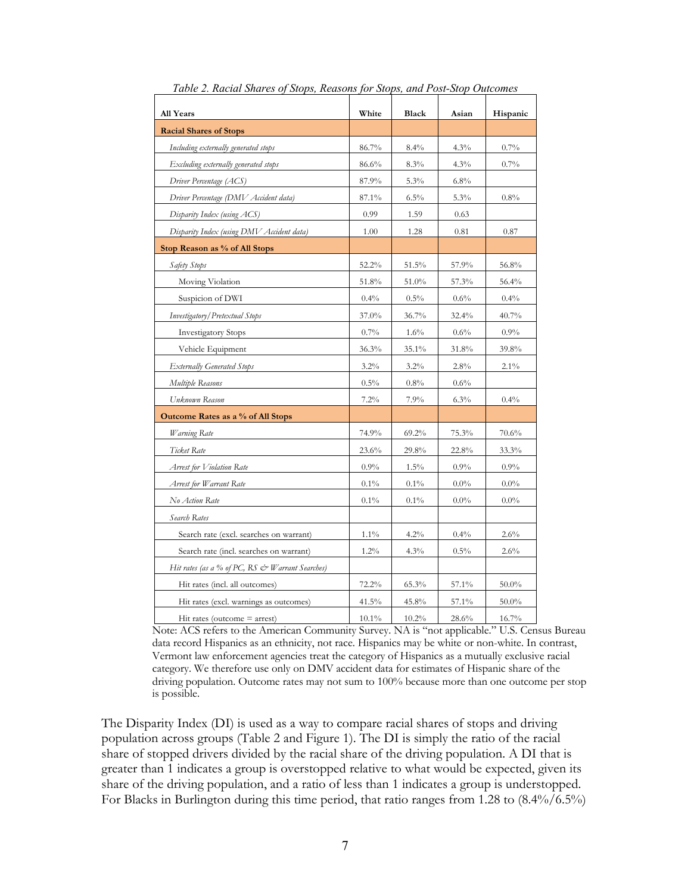*Table 2. Racial Shares of Stops, Reasons for Stops, and Post-Stop Outcomes*

| All Years | White | Black | Asian | Hispanic |
|---|---|---|---|---|
| **Racial Shares of Stops** | | | | |
| *Including externally generated stops* | 86.7% | 8.4% | 4.3% | 0.7% |
| *Excluding externally generated stops* | 86.6% | 8.3% | 4.3% | 0.7% |
| *Driver Percentage (ACS)* | 87.9% | 5.3% | 6.8% | |
| *Driver Percentage (DMV Accident data)* | 87.1% | 6.5% | 5.3% | 0.8% |
| *Disparity Index (using ACS)* | 0.99 | 1.59 | 0.63 | |
| *Disparity Index (using DMV Accident data)* | 1.00 | 1.28 | 0.81 | 0.87 |
| **Stop Reason as % of All Stops** | | | | |
| *Safety Stops* | 52.2% | 51.5% | 57.9% | 56.8% |
| Moving Violation | 51.8% | 51.0% | 57.3% | 56.4% |
| Suspicion of DWI | 0.4% | 0.5% | 0.6% | 0.4% |
| *Investigatory/Pretextual Stops* | 37.0% | 36.7% | 32.4% | 40.7% |
| Investigatory Stops | 0.7% | 1.6% | 0.6% | 0.9% |
| Vehicle Equipment | 36.3% | 35.1% | 31.8% | 39.8% |
| *Externally Generated Stops* | 3.2% | 3.2% | 2.8% | 2.1% |
| *Multiple Reasons* | 0.5% | 0.8% | 0.6% | |
| *Unknown Reason* | 7.2% | 7.9% | 6.3% | 0.4% |
| **Outcome Rates as a % of All Stops** | | | | |
| *Warning Rate* | 74.9% | 69.2% | 75.3% | 70.6% |
| *Ticket Rate* | 23.6% | 29.8% | 22.8% | 33.3% |
| *Arrest for Violation Rate* | 0.9% | 1.5% | 0.9% | 0.9% |
| *Arrest for Warrant Rate* | 0.1% | 0.1% | 0.0% | 0.0% |
| *No Action Rate* | 0.1% | 0.1% | 0.0% | 0.0% |
| *Search Rates* | | | | |
| Search rate (excl. searches on warrant) | 1.1% | 4.2% | 0.4% | 2.6% |
| Search rate (incl. searches on warrant) | 1.2% | 4.3% | 0.5% | 2.6% |
| *Hit rates (as a % of PC, RS & Warrant Searches)* | | | | |
| Hit rates (incl. all outcomes) | 72.2% | 65.3% | 57.1% | 50.0% |
| Hit rates (excl. warnings as outcomes) | 41.5% | 45.8% | 57.1% | 50.0% |
| Hit rates (outcome = arrest) | 10.1% | 10.2% | 28.6% | 16.7% |

Note: ACS refers to the American Community Survey. NA is "not applicable." U.S. Census Bureau data record Hispanics as an ethnicity, not race. Hispanics may be white or non-white. In contrast, Vermont law enforcement agencies treat the category of Hispanics as a mutually exclusive racial category. We therefore use only on DMV accident data for estimates of Hispanic share of the driving population. Outcome rates may not sum to 100% because more than one outcome per stop is possible.

The Disparity Index (DI) is used as a way to compare racial shares of stops and driving population across groups (Table 2 and Figure 1). The DI is simply the ratio of the racial share of stopped drivers divided by the racial share of the driving population. A DI that is greater than 1 indicates a group is overstopped relative to what would be expected, given its share of the driving population, and a ratio of less than 1 indicates a group is understopped. For Blacks in Burlington during this time period, that ratio ranges from 1.28 to (8.4%/6.5%)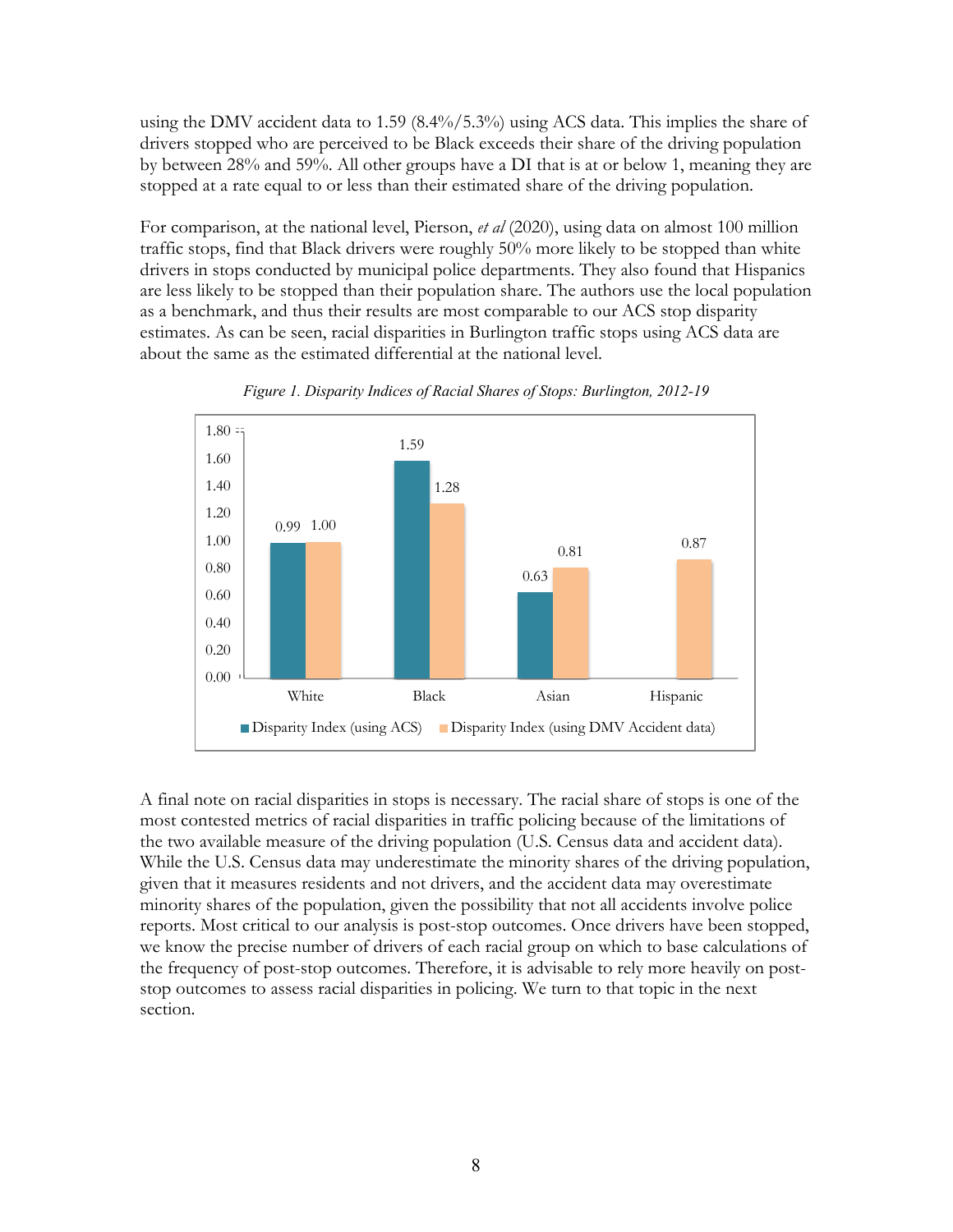using the DMV accident data to 1.59 (8.4%/5.3%) using ACS data. This implies the share of drivers stopped who are perceived to be Black exceeds their share of the driving population by between 28% and 59%. All other groups have a DI that is at or below 1, meaning they are stopped at a rate equal to or less than their estimated share of the driving population.

For comparison, at the national level, Pierson, *et al* (2020), using data on almost 100 million traffic stops, find that Black drivers were roughly 50% more likely to be stopped than white drivers in stops conducted by municipal police departments. They also found that Hispanics are less likely to be stopped than their population share. The authors use the local population as a benchmark, and thus their results are most comparable to our ACS stop disparity estimates. As can be seen, racial disparities in Burlington traffic stops using ACS data are about the same as the estimated differential at the national level.

*Figure 1. Disparity Indices of Racial Shares of Stops: Burlington, 2012-19*

| | White | Black | Asian | Hispanic |
|---|---|---|---|---|
| Disparity Index (using ACS) | 0.99 | 1.59 | 0.63 | |
| Disparity Index (using DMV Accident data) | 1.00 | 1.28 | 0.81 | 0.87 |

A final note on racial disparities in stops is necessary. The racial share of stops is one of the most contested metrics of racial disparities in traffic policing because of the limitations of the two available measure of the driving population (U.S. Census data and accident data). While the U.S. Census data may underestimate the minority shares of the driving population, given that it measures residents and not drivers, and the accident data may overestimate minority shares of the population, given the possibility that not all accidents involve police reports. Most critical to our analysis is post-stop outcomes. Once drivers have been stopped, we know the precise number of drivers of each racial group on which to base calculations of the frequency of post-stop outcomes. Therefore, it is advisable to rely more heavily on post-stop outcomes to assess racial disparities in policing. We turn to that topic in the next section.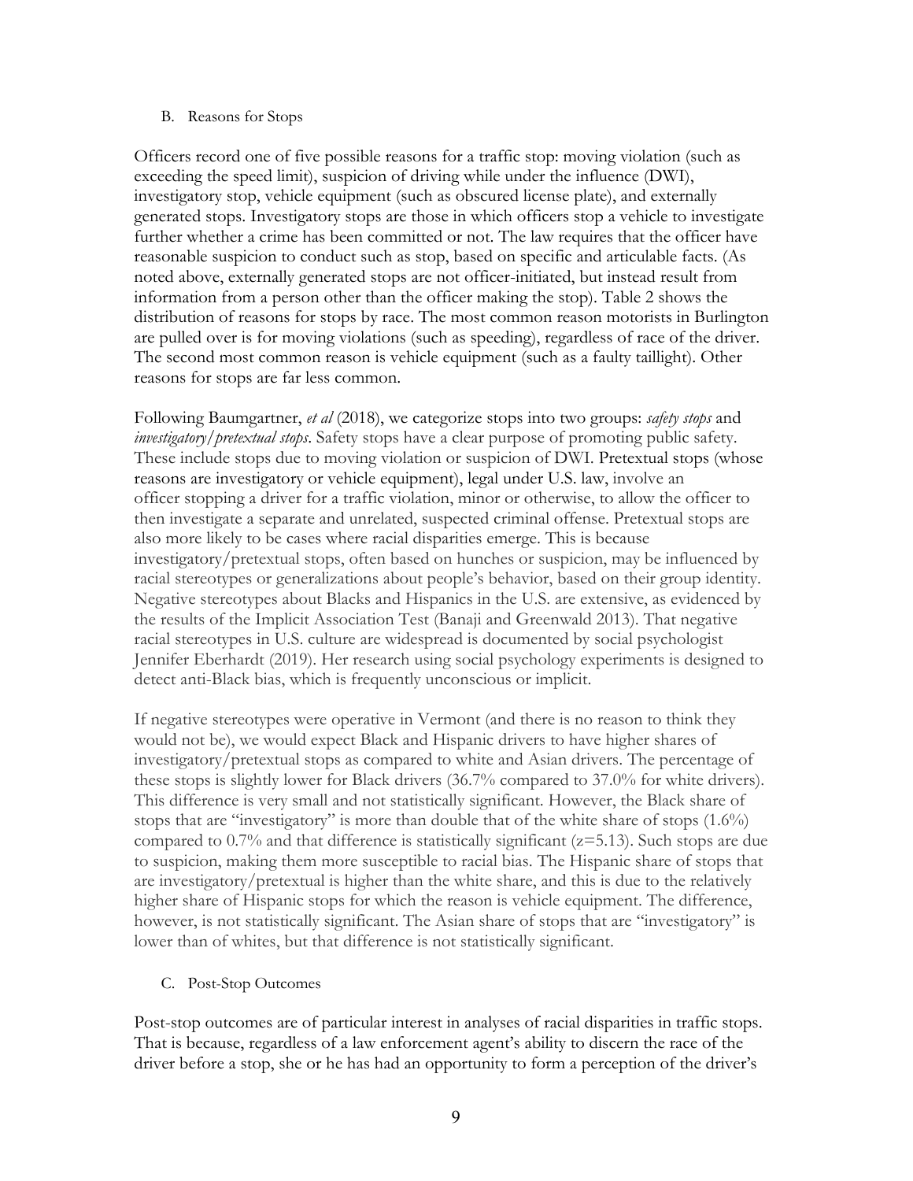### B. Reasons for Stops

Officers record one of five possible reasons for a traffic stop: moving violation (such as exceeding the speed limit), suspicion of driving while under the influence (DWI), investigatory stop, vehicle equipment (such as obscured license plate), and externally generated stops. Investigatory stops are those in which officers stop a vehicle to investigate further whether a crime has been committed or not. The law requires that the officer have reasonable suspicion to conduct such as stop, based on specific and articulable facts. (As noted above, externally generated stops are not officer-initiated, but instead result from information from a person other than the officer making the stop). Table 2 shows the distribution of reasons for stops by race. The most common reason motorists in Burlington are pulled over is for moving violations (such as speeding), regardless of race of the driver. The second most common reason is vehicle equipment (such as a faulty taillight). Other reasons for stops are far less common.

Following Baumgartner, *et al* (2018), we categorize stops into two groups: *safety stops* and *investigatory/pretextual stops*. Safety stops have a clear purpose of promoting public safety. These include stops due to moving violation or suspicion of DWI. Pretextual stops (whose reasons are investigatory or vehicle equipment), legal under U.S. law, involve an officer stopping a driver for a traffic violation, minor or otherwise, to allow the officer to then investigate a separate and unrelated, suspected criminal offense. Pretextual stops are also more likely to be cases where racial disparities emerge. This is because investigatory/pretextual stops, often based on hunches or suspicion, may be influenced by racial stereotypes or generalizations about people's behavior, based on their group identity. Negative stereotypes about Blacks and Hispanics in the U.S. are extensive, as evidenced by the results of the Implicit Association Test (Banaji and Greenwald 2013). That negative racial stereotypes in U.S. culture are widespread is documented by social psychologist Jennifer Eberhardt (2019). Her research using social psychology experiments is designed to detect anti-Black bias, which is frequently unconscious or implicit.

If negative stereotypes were operative in Vermont (and there is no reason to think they would not be), we would expect Black and Hispanic drivers to have higher shares of investigatory/pretextual stops as compared to white and Asian drivers. The percentage of these stops is slightly lower for Black drivers (36.7% compared to 37.0% for white drivers). This difference is very small and not statistically significant. However, the Black share of stops that are "investigatory" is more than double that of the white share of stops (1.6%) compared to 0.7% and that difference is statistically significant ($z=5.13$). Such stops are due to suspicion, making them more susceptible to racial bias. The Hispanic share of stops that are investigatory/pretextual is higher than the white share, and this is due to the relatively higher share of Hispanic stops for which the reason is vehicle equipment. The difference, however, is not statistically significant. The Asian share of stops that are "investigatory" is lower than of whites, but that difference is not statistically significant.

### C. Post-Stop Outcomes

Post-stop outcomes are of particular interest in analyses of racial disparities in traffic stops. That is because, regardless of a law enforcement agent's ability to discern the race of the driver before a stop, she or he has had an opportunity to form a perception of the driver's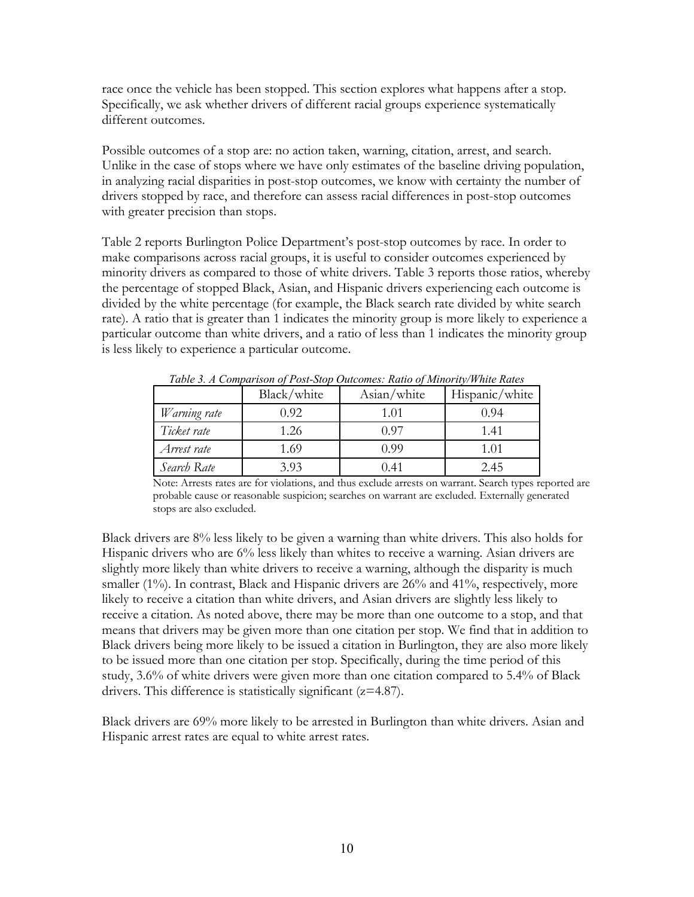race once the vehicle has been stopped. This section explores what happens after a stop. Specifically, we ask whether drivers of different racial groups experience systematically different outcomes.

Possible outcomes of a stop are: no action taken, warning, citation, arrest, and search. Unlike in the case of stops where we have only estimates of the baseline driving population, in analyzing racial disparities in post-stop outcomes, we know with certainty the number of drivers stopped by race, and therefore can assess racial differences in post-stop outcomes with greater precision than stops.

Table 2 reports Burlington Police Department's post-stop outcomes by race. In order to make comparisons across racial groups, it is useful to consider outcomes experienced by minority drivers as compared to those of white drivers. Table 3 reports those ratios, whereby the percentage of stopped Black, Asian, and Hispanic drivers experiencing each outcome is divided by the white percentage (for example, the Black search rate divided by white search rate). A ratio that is greater than 1 indicates the minority group is more likely to experience a particular outcome than white drivers, and a ratio of less than 1 indicates the minority group is less likely to experience a particular outcome.

*Table 3. A Comparison of Post-Stop Outcomes: Ratio of Minority/White Rates*

| | Black/white | Asian/white | Hispanic/white |
|---|---|---|---|
| *Warning rate* | 0.92 | 1.01 | 0.94 |
| *Ticket rate* | 1.26 | 0.97 | 1.41 |
| *Arrest rate* | 1.69 | 0.99 | 1.01 |
| *Search Rate* | 3.93 | 0.41 | 2.45 |

Note: Arrests rates are for violations, and thus exclude arrests on warrant. Search types reported are probable cause or reasonable suspicion; searches on warrant are excluded. Externally generated stops are also excluded.

Black drivers are 8% less likely to be given a warning than white drivers. This also holds for Hispanic drivers who are 6% less likely than whites to receive a warning. Asian drivers are slightly more likely than white drivers to receive a warning, although the disparity is much smaller (1%). In contrast, Black and Hispanic drivers are 26% and 41%, respectively, more likely to receive a citation than white drivers, and Asian drivers are slightly less likely to receive a citation. As noted above, there may be more than one outcome to a stop, and that means that drivers may be given more than one citation per stop. We find that in addition to Black drivers being more likely to be issued a citation in Burlington, they are also more likely to be issued more than one citation per stop. Specifically, during the time period of this study, 3.6% of white drivers were given more than one citation compared to 5.4% of Black drivers. This difference is statistically significant ($z=4.87$).

Black drivers are 69% more likely to be arrested in Burlington than white drivers. Asian and Hispanic arrest rates are equal to white arrest rates.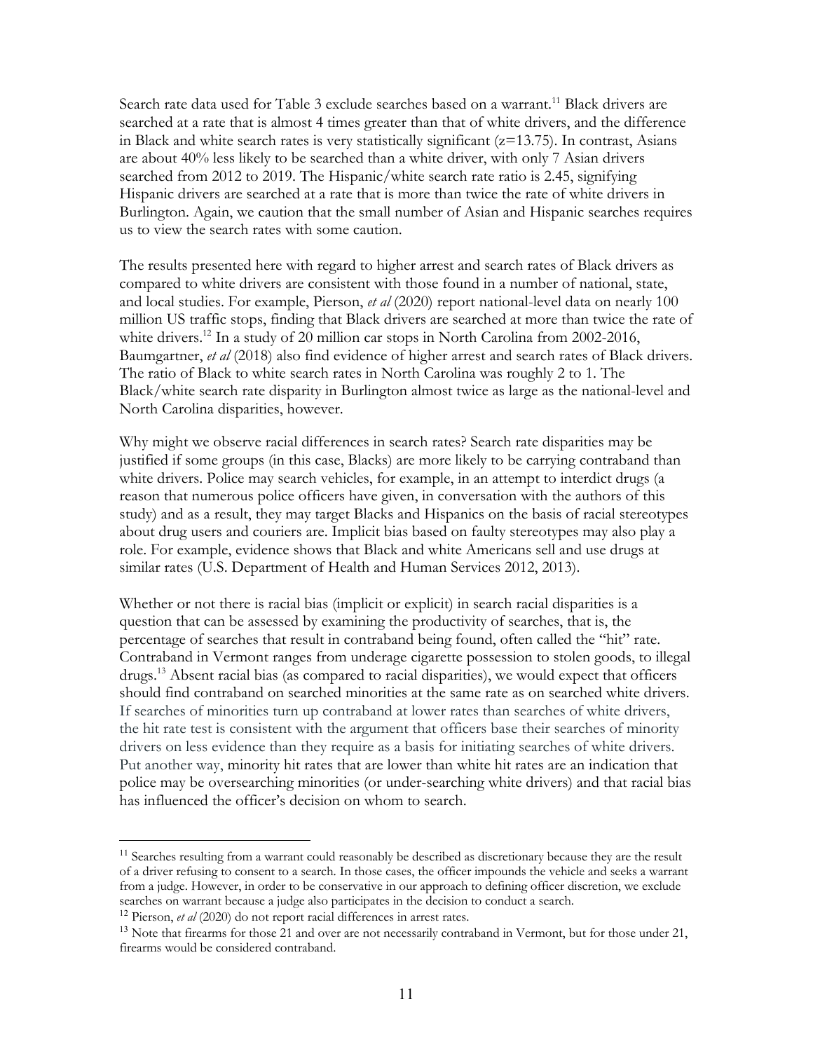Search rate data used for Table 3 exclude searches based on a warrant.[11] Black drivers are searched at a rate that is almost 4 times greater than that of white drivers, and the difference in Black and white search rates is very statistically significant ($z=13.75$). In contrast, Asians are about 40% less likely to be searched than a white driver, with only 7 Asian drivers searched from 2012 to 2019. The Hispanic/white search rate ratio is 2.45, signifying Hispanic drivers are searched at a rate that is more than twice the rate of white drivers in Burlington. Again, we caution that the small number of Asian and Hispanic searches requires us to view the search rates with some caution.

The results presented here with regard to higher arrest and search rates of Black drivers as compared to white drivers are consistent with those found in a number of national, state, and local studies. For example, Pierson, *et al* (2020) report national-level data on nearly 100 million US traffic stops, finding that Black drivers are searched at more than twice the rate of white drivers.[12] In a study of 20 million car stops in North Carolina from 2002-2016, Baumgartner, *et al* (2018) also find evidence of higher arrest and search rates of Black drivers. The ratio of Black to white search rates in North Carolina was roughly 2 to 1. The Black/white search rate disparity in Burlington almost twice as large as the national-level and North Carolina disparities, however.

Why might we observe racial differences in search rates? Search rate disparities may be justified if some groups (in this case, Blacks) are more likely to be carrying contraband than white drivers. Police may search vehicles, for example, in an attempt to interdict drugs (a reason that numerous police officers have given, in conversation with the authors of this study) and as a result, they may target Blacks and Hispanics on the basis of racial stereotypes about drug users and couriers are. Implicit bias based on faulty stereotypes may also play a role. For example, evidence shows that Black and white Americans sell and use drugs at similar rates (U.S. Department of Health and Human Services 2012, 2013).

Whether or not there is racial bias (implicit or explicit) in search racial disparities is a question that can be assessed by examining the productivity of searches, that is, the percentage of searches that result in contraband being found, often called the "hit" rate. Contraband in Vermont ranges from underage cigarette possession to stolen goods, to illegal drugs.[13] Absent racial bias (as compared to racial disparities), we would expect that officers should find contraband on searched minorities at the same rate as on searched white drivers. If searches of minorities turn up contraband at lower rates than searches of white drivers, the hit rate test is consistent with the argument that officers base their searches of minority drivers on less evidence than they require as a basis for initiating searches of white drivers. Put another way, minority hit rates that are lower than white hit rates are an indication that police may be oversearching minorities (or under-searching white drivers) and that racial bias has influenced the officer's decision on whom to search.

---

[11] Searches resulting from a warrant could reasonably be described as discretionary because they are the result of a driver refusing to consent to a search. In those cases, the officer impounds the vehicle and seeks a warrant from a judge. However, in order to be conservative in our approach to defining officer discretion, we exclude searches on warrant because a judge also participates in the decision to conduct a search.

[12] Pierson, *et al* (2020) do not report racial differences in arrest rates.

[13] Note that firearms for those 21 and over are not necessarily contraband in Vermont, but for those under 21, firearms would be considered contraband.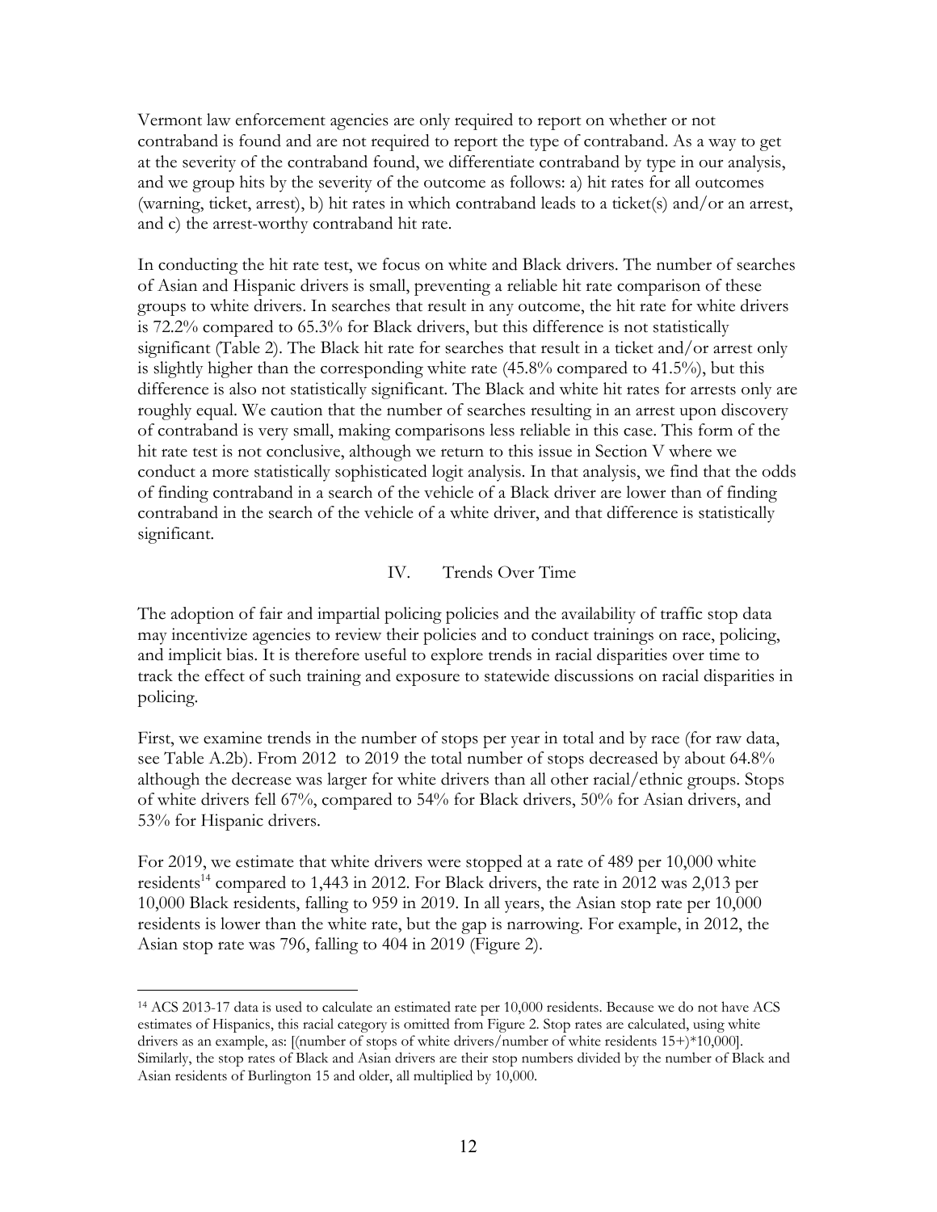Vermont law enforcement agencies are only required to report on whether or not contraband is found and are not required to report the type of contraband. As a way to get at the severity of the contraband found, we differentiate contraband by type in our analysis, and we group hits by the severity of the outcome as follows: a) hit rates for all outcomes (warning, ticket, arrest), b) hit rates in which contraband leads to a ticket(s) and/or an arrest, and c) the arrest-worthy contraband hit rate.

In conducting the hit rate test, we focus on white and Black drivers. The number of searches of Asian and Hispanic drivers is small, preventing a reliable hit rate comparison of these groups to white drivers. In searches that result in any outcome, the hit rate for white drivers is 72.2% compared to 65.3% for Black drivers, but this difference is not statistically significant (Table 2). The Black hit rate for searches that result in a ticket and/or arrest only is slightly higher than the corresponding white rate (45.8% compared to 41.5%), but this difference is also not statistically significant. The Black and white hit rates for arrests only are roughly equal. We caution that the number of searches resulting in an arrest upon discovery of contraband is very small, making comparisons less reliable in this case. This form of the hit rate test is not conclusive, although we return to this issue in Section V where we conduct a more statistically sophisticated logit analysis. In that analysis, we find that the odds of finding contraband in a search of the vehicle of a Black driver are lower than of finding contraband in the search of the vehicle of a white driver, and that difference is statistically significant.

## IV. Trends Over Time

The adoption of fair and impartial policing policies and the availability of traffic stop data may incentivize agencies to review their policies and to conduct trainings on race, policing, and implicit bias. It is therefore useful to explore trends in racial disparities over time to track the effect of such training and exposure to statewide discussions on racial disparities in policing.

First, we examine trends in the number of stops per year in total and by race (for raw data, see Table A.2b). From 2012 to 2019 the total number of stops decreased by about 64.8% although the decrease was larger for white drivers than all other racial/ethnic groups. Stops of white drivers fell 67%, compared to 54% for Black drivers, 50% for Asian drivers, and 53% for Hispanic drivers.

For 2019, we estimate that white drivers were stopped at a rate of 489 per 10,000 white residents[14] compared to 1,443 in 2012. For Black drivers, the rate in 2012 was 2,013 per 10,000 Black residents, falling to 959 in 2019. In all years, the Asian stop rate per 10,000 residents is lower than the white rate, but the gap is narrowing. For example, in 2012, the Asian stop rate was 796, falling to 404 in 2019 (Figure 2).

---

[14] ACS 2013-17 data is used to calculate an estimated rate per 10,000 residents. Because we do not have ACS estimates of Hispanics, this racial category is omitted from Figure 2. Stop rates are calculated, using white drivers as an example, as: [(number of stops of white drivers/number of white residents 15+)*10,000]. Similarly, the stop rates of Black and Asian drivers are their stop numbers divided by the number of Black and Asian residents of Burlington 15 and older, all multiplied by 10,000.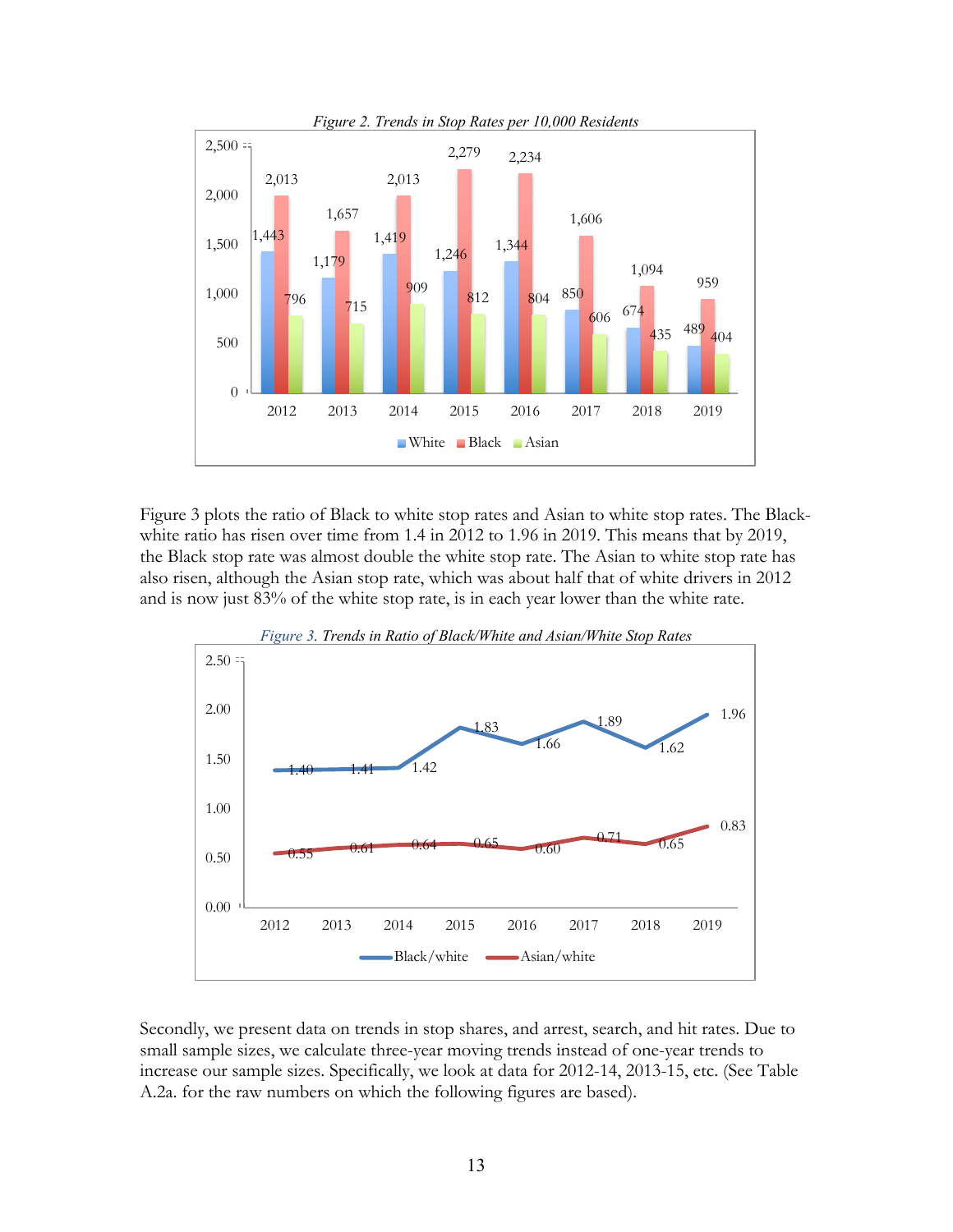*Figure 2. Trends in Stop Rates per 10,000 Residents*

| Year | White | Black | Asian |
|---|---|---|---|
| 2012 | 1,443 | 2,013 | 796 |
| 2013 | 1,179 | 1,657 | 715 |
| 2014 | 1,419 | 2,013 | 909 |
| 2015 | 1,246 | 2,279 | 812 |
| 2016 | 1,344 | 2,234 | 804 |
| 2017 | 850 | 1,606 | 606 |
| 2018 | 674 | 1,094 | 435 |
| 2019 | 489 | 959 | 404 |

Figure 3 plots the ratio of Black to white stop rates and Asian to white stop rates. The Black-white ratio has risen over time from 1.4 in 2012 to 1.96 in 2019. This means that by 2019, the Black stop rate was almost double the white stop rate. The Asian to white stop rate has also risen, although the Asian stop rate, which was about half that of white drivers in 2012 and is now just 83% of the white stop rate, is in each year lower than the white rate.

*Figure 3. Trends in Ratio of Black/White and Asian/White Stop Rates*

| Year | Black/white | Asian/white |
|---|---|---|
| 2012 | 1.40 | 0.55 |
| 2013 | 1.41 | 0.61 |
| 2014 | 1.42 | 0.64 |
| 2015 | 1.83 | 0.65 |
| 2016 | 1.66 | 0.60 |
| 2017 | 1.89 | 0.71 |
| 2018 | 1.62 | 0.65 |
| 2019 | 1.96 | 0.83 |

Secondly, we present data on trends in stop shares, and arrest, search, and hit rates. Due to small sample sizes, we calculate three-year moving trends instead of one-year trends to increase our sample sizes. Specifically, we look at data for 2012-14, 2013-15, etc. (See Table A.2a. for the raw numbers on which the following figures are based).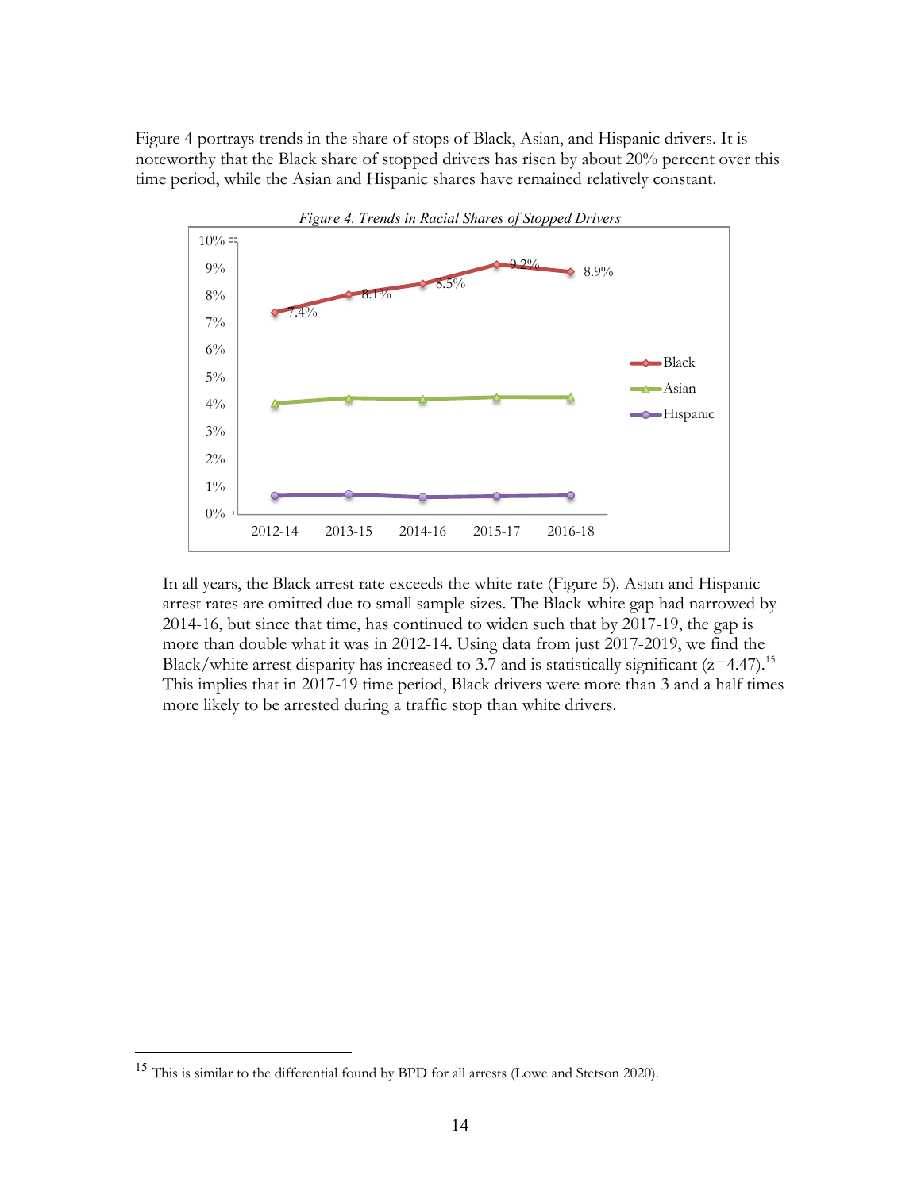Figure 4 portrays trends in the share of stops of Black, Asian, and Hispanic drivers. It is noteworthy that the Black share of stopped drivers has risen by about 20% percent over this time period, while the Asian and Hispanic shares have remained relatively constant.

*Figure 4. Trends in Racial Shares of Stopped Drivers*

In all years, the Black arrest rate exceeds the white rate (Figure 5). Asian and Hispanic arrest rates are omitted due to small sample sizes. The Black-white gap had narrowed by 2014-16, but since that time, has continued to widen such that by 2017-19, the gap is more than double what it was in 2012-14. Using data from just 2017-2019, we find the Black/white arrest disparity has increased to 3.7 and is statistically significant (z=4.47).[15] This implies that in 2017-19 time period, Black drivers were more than 3 and a half times more likely to be arrested during a traffic stop than white drivers.

---

[15] This is similar to the differential found by BPD for all arrests (Lowe and Stetson 2020).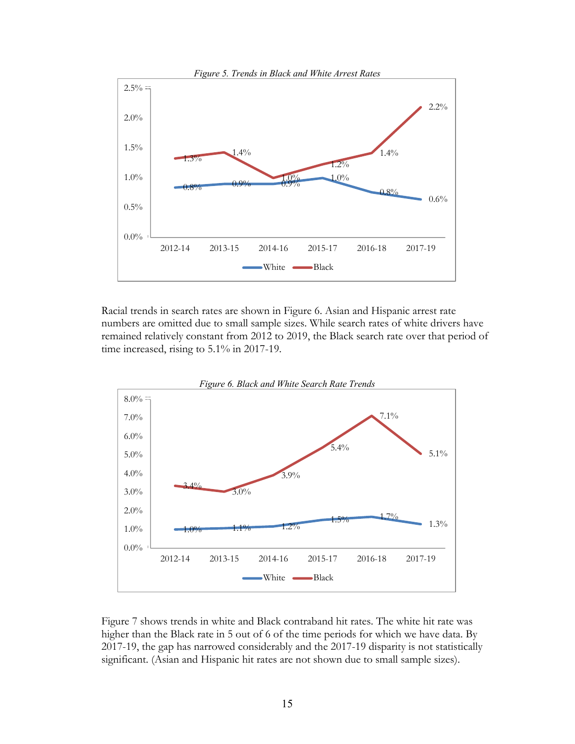*Figure 5. Trends in Black and White Arrest Rates*

| | 2012-14 | 2013-15 | 2014-16 | 2015-17 | 2016-18 | 2017-19 |
|---|---|---|---|---|---|---|
| White | 0.8% | 0.9% | 0.9% | 1.0% | 0.8% | 0.6% |
| Black | 1.3% | 1.4% | 1.0% | 1.2% | 1.4% | 2.2% |

Racial trends in search rates are shown in Figure 6. Asian and Hispanic arrest rate numbers are omitted due to small sample sizes. While search rates of white drivers have remained relatively constant from 2012 to 2019, the Black search rate over that period of time increased, rising to 5.1% in 2017-19.

*Figure 6. Black and White Search Rate Trends*

| | 2012-14 | 2013-15 | 2014-16 | 2015-17 | 2016-18 | 2017-19 |
|---|---|---|---|---|---|---|
| White | 1.0% | 1.1% | 1.2% | 1.5% | 1.7% | 1.3% |
| Black | 3.4% | 3.0% | 3.9% | 5.4% | 7.1% | 5.1% |

Figure 7 shows trends in white and Black contraband hit rates. The white hit rate was higher than the Black rate in 5 out of 6 of the time periods for which we have data. By 2017-19, the gap has narrowed considerably and the 2017-19 disparity is not statistically significant. (Asian and Hispanic hit rates are not shown due to small sample sizes).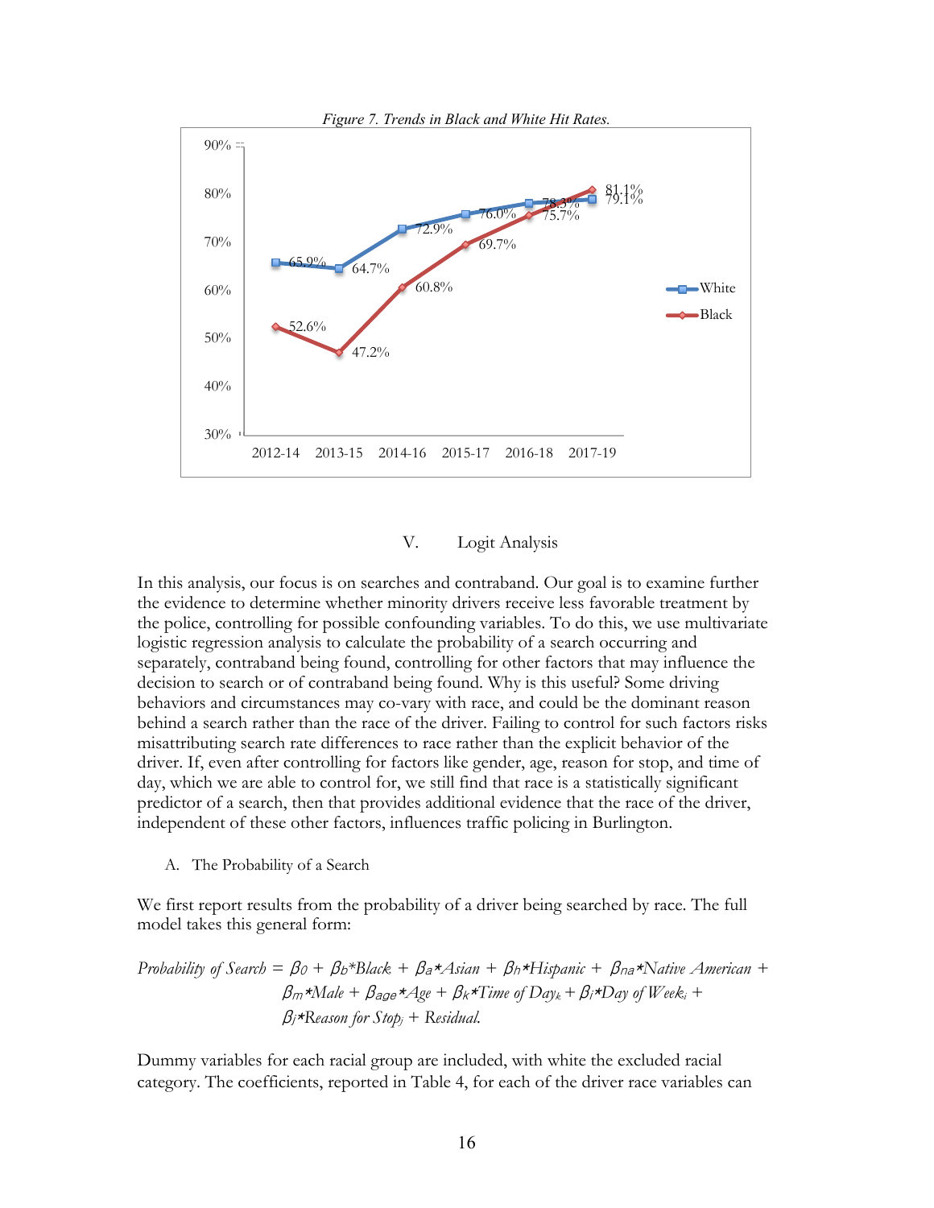*Figure 7. Trends in Black and White Hit Rates.*

| | 2012-14 | 2013-15 | 2014-16 | 2015-17 | 2016-18 | 2017-19 |
|---|---|---|---|---|---|---|
| White | 65.9% | 64.7% | 72.9% | 76.0% | 78.3% | 79.1% |
| Black | 52.6% | 47.2% | 60.8% | 69.7% | 75.7% | 81.1% |

## V. Logit Analysis

In this analysis, our focus is on searches and contraband. Our goal is to examine further the evidence to determine whether minority drivers receive less favorable treatment by the police, controlling for possible confounding variables. To do this, we use multivariate logistic regression analysis to calculate the probability of a search occurring and separately, contraband being found, controlling for other factors that may influence the decision to search or of contraband being found. Why is this useful? Some driving behaviors and circumstances may co-vary with race, and could be the dominant reason behind a search rather than the race of the driver. Failing to control for such factors risks misattributing search rate differences to race rather than the explicit behavior of the driver. If, even after controlling for factors like gender, age, reason for stop, and time of day, which we are able to control for, we still find that race is a statistically significant predictor of a search, then that provides additional evidence that the race of the driver, independent of these other factors, influences traffic policing in Burlington.

### A. The Probability of a Search

We first report results from the probability of a driver being searched by race. The full model takes this general form:

$$\text{Probability of Search} = \beta_0 + \beta_b{*}\text{Black} + \beta_a{*}\text{Asian} + \beta_h{*}\text{Hispanic} + \beta_{na}{*}\text{Native American} + \beta_m{*}\text{Male} + \beta_{age}{*}\text{Age} + \beta_k{*}\text{Time of Day}_k + \beta_i{*}\text{Day of Week}_i + \beta_j{*}\text{Reason for Stop}_j + \text{Residual}.$$

Dummy variables for each racial group are included, with white the excluded racial category. The coefficients, reported in Table 4, for each of the driver race variables can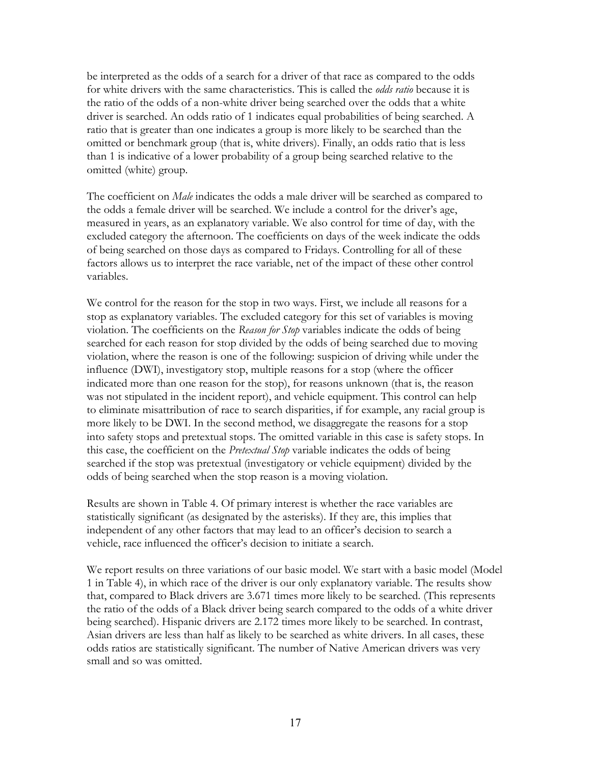be interpreted as the odds of a search for a driver of that race as compared to the odds for white drivers with the same characteristics. This is called the *odds ratio* because it is the ratio of the odds of a non-white driver being searched over the odds that a white driver is searched. An odds ratio of 1 indicates equal probabilities of being searched. A ratio that is greater than one indicates a group is more likely to be searched than the omitted or benchmark group (that is, white drivers). Finally, an odds ratio that is less than 1 is indicative of a lower probability of a group being searched relative to the omitted (white) group.

The coefficient on *Male* indicates the odds a male driver will be searched as compared to the odds a female driver will be searched. We include a control for the driver's age, measured in years, as an explanatory variable. We also control for time of day, with the excluded category the afternoon. The coefficients on days of the week indicate the odds of being searched on those days as compared to Fridays. Controlling for all of these factors allows us to interpret the race variable, net of the impact of these other control variables.

We control for the reason for the stop in two ways. First, we include all reasons for a stop as explanatory variables. The excluded category for this set of variables is moving violation. The coefficients on the *Reason for Stop* variables indicate the odds of being searched for each reason for stop divided by the odds of being searched due to moving violation, where the reason is one of the following: suspicion of driving while under the influence (DWI), investigatory stop, multiple reasons for a stop (where the officer indicated more than one reason for the stop), for reasons unknown (that is, the reason was not stipulated in the incident report), and vehicle equipment. This control can help to eliminate misattribution of race to search disparities, if for example, any racial group is more likely to be DWI. In the second method, we disaggregate the reasons for a stop into safety stops and pretextual stops. The omitted variable in this case is safety stops. In this case, the coefficient on the *Pretextual Stop* variable indicates the odds of being searched if the stop was pretextual (investigatory or vehicle equipment) divided by the odds of being searched when the stop reason is a moving violation.

Results are shown in Table 4. Of primary interest is whether the race variables are statistically significant (as designated by the asterisks). If they are, this implies that independent of any other factors that may lead to an officer's decision to search a vehicle, race influenced the officer's decision to initiate a search.

We report results on three variations of our basic model. We start with a basic model (Model 1 in Table 4), in which race of the driver is our only explanatory variable. The results show that, compared to Black drivers are 3.671 times more likely to be searched. (This represents the ratio of the odds of a Black driver being search compared to the odds of a white driver being searched). Hispanic drivers are 2.172 times more likely to be searched. In contrast, Asian drivers are less than half as likely to be searched as white drivers. In all cases, these odds ratios are statistically significant. The number of Native American drivers was very small and so was omitted.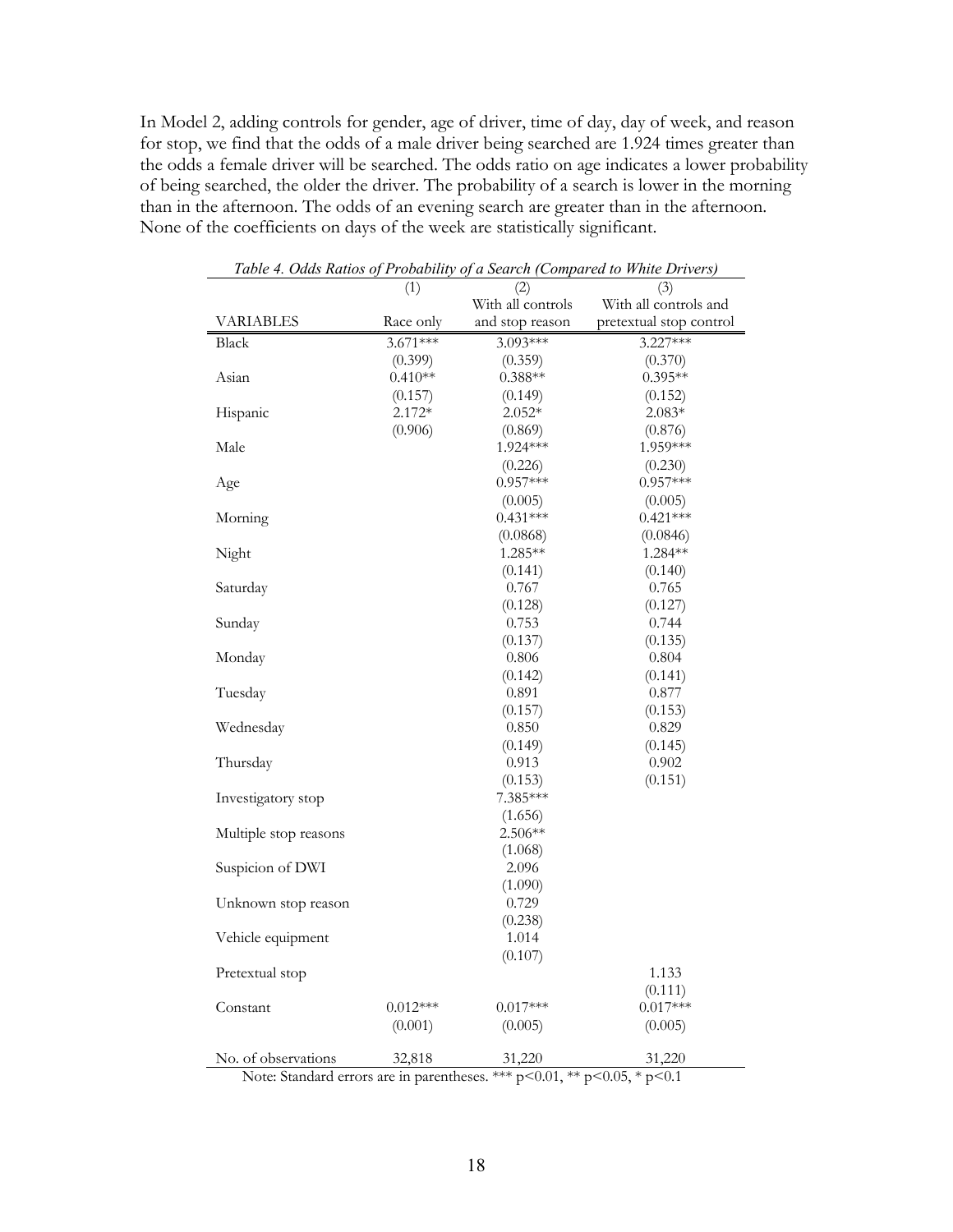In Model 2, adding controls for gender, age of driver, time of day, day of week, and reason for stop, we find that the odds of a male driver being searched are 1.924 times greater than the odds a female driver will be searched. The odds ratio on age indicates a lower probability of being searched, the older the driver. The probability of a search is lower in the morning than in the afternoon. The odds of an evening search are greater than in the afternoon. None of the coefficients on days of the week are statistically significant.

*Table 4. Odds Ratios of Probability of a Search (Compared to White Drivers)*

| VARIABLES | (1) Race only | (2) With all controls and stop reason | (3) With all controls and pretextual stop control |
|---|---|---|---|
| Black | 3.671*** | 3.093*** | 3.227*** |
| | (0.399) | (0.359) | (0.370) |
| Asian | 0.410** | 0.388** | 0.395** |
| | (0.157) | (0.149) | (0.152) |
| Hispanic | 2.172* | 2.052* | 2.083* |
| | (0.906) | (0.869) | (0.876) |
| Male | | 1.924*** | 1.959*** |
| | | (0.226) | (0.230) |
| Age | | 0.957*** | 0.957*** |
| | | (0.005) | (0.005) |
| Morning | | 0.431*** | 0.421*** |
| | | (0.0868) | (0.0846) |
| Night | | 1.285** | 1.284** |
| | | (0.141) | (0.140) |
| Saturday | | 0.767 | 0.765 |
| | | (0.128) | (0.127) |
| Sunday | | 0.753 | 0.744 |
| | | (0.137) | (0.135) |
| Monday | | 0.806 | 0.804 |
| | | (0.142) | (0.141) |
| Tuesday | | 0.891 | 0.877 |
| | | (0.157) | (0.153) |
| Wednesday | | 0.850 | 0.829 |
| | | (0.149) | (0.145) |
| Thursday | | 0.913 | 0.902 |
| | | (0.153) | (0.151) |
| Investigatory stop | | 7.385*** | |
| | | (1.656) | |
| Multiple stop reasons | | 2.506** | |
| | | (1.068) | |
| Suspicion of DWI | | 2.096 | |
| | | (1.090) | |
| Unknown stop reason | | 0.729 | |
| | | (0.238) | |
| Vehicle equipment | | 1.014 | |
| | | (0.107) | |
| Pretextual stop | | | 1.133 |
| | | | (0.111) |
| Constant | 0.012*** | 0.017*** | 0.017*** |
| | (0.001) | (0.005) | (0.005) |
| No. of observations | 32,818 | 31,220 | 31,220 |

Note: Standard errors are in parentheses. *** $p<0.01$, ** $p<0.05$, * $p<0.1$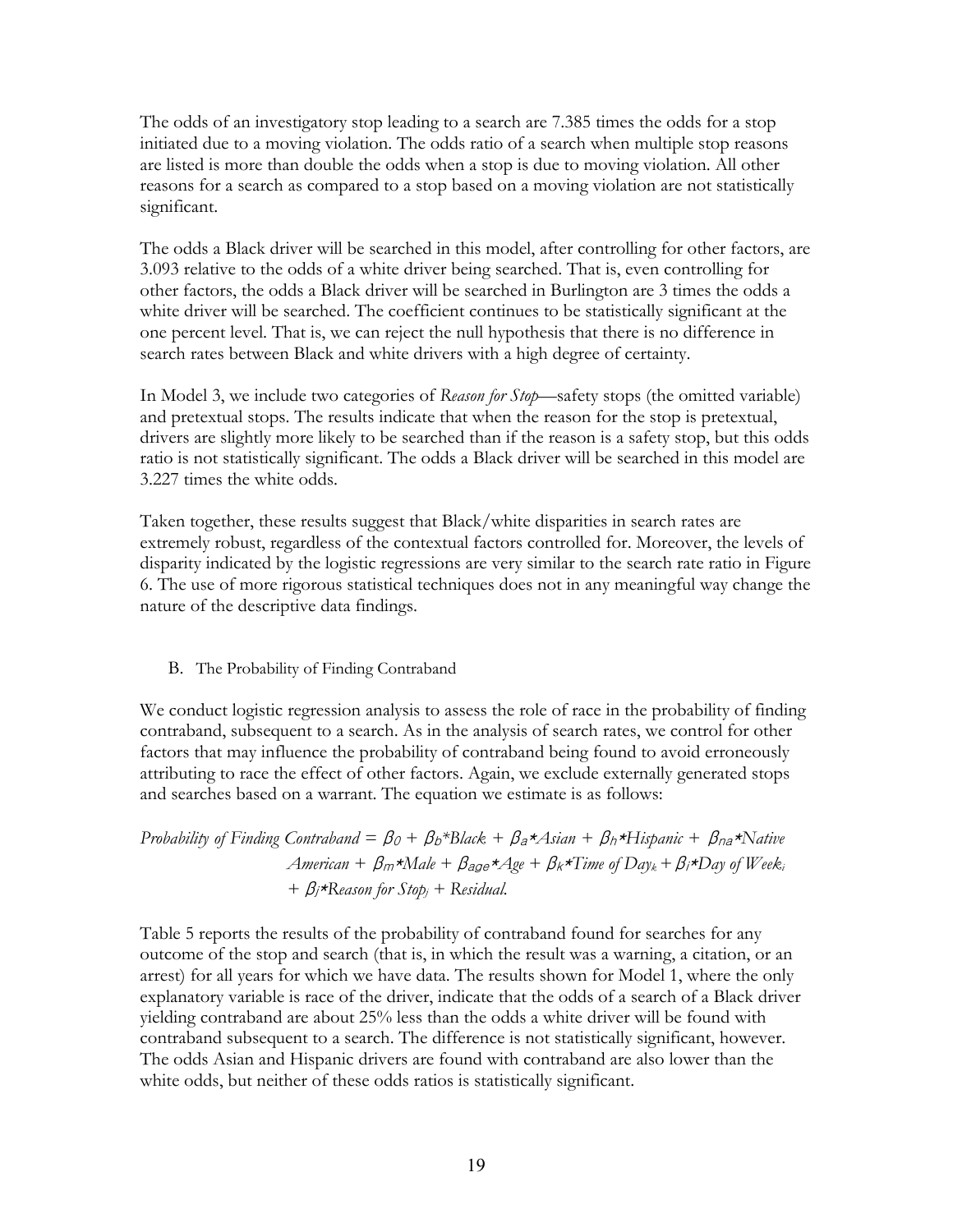The odds of an investigatory stop leading to a search are 7.385 times the odds for a stop initiated due to a moving violation. The odds ratio of a search when multiple stop reasons are listed is more than double the odds when a stop is due to moving violation. All other reasons for a search as compared to a stop based on a moving violation are not statistically significant.

The odds a Black driver will be searched in this model, after controlling for other factors, are 3.093 relative to the odds of a white driver being searched. That is, even controlling for other factors, the odds a Black driver will be searched in Burlington are 3 times the odds a white driver will be searched. The coefficient continues to be statistically significant at the one percent level. That is, we can reject the null hypothesis that there is no difference in search rates between Black and white drivers with a high degree of certainty.

In Model 3, we include two categories of *Reason for Stop*—safety stops (the omitted variable) and pretextual stops. The results indicate that when the reason for the stop is pretextual, drivers are slightly more likely to be searched than if the reason is a safety stop, but this odds ratio is not statistically significant. The odds a Black driver will be searched in this model are 3.227 times the white odds.

Taken together, these results suggest that Black/white disparities in search rates are extremely robust, regardless of the contextual factors controlled for. Moreover, the levels of disparity indicated by the logistic regressions are very similar to the search rate ratio in Figure 6. The use of more rigorous statistical techniques does not in any meaningful way change the nature of the descriptive data findings.

B. The Probability of Finding Contraband

We conduct logistic regression analysis to assess the role of race in the probability of finding contraband, subsequent to a search. As in the analysis of search rates, we control for other factors that may influence the probability of contraband being found to avoid erroneously attributing to race the effect of other factors. Again, we exclude externally generated stops and searches based on a warrant. The equation we estimate is as follows:

$$\textit{Probability of Finding Contraband} = \beta_0 + \beta_b \cdot \textit{Black} + \beta_a \cdot \textit{Asian} + \beta_h \cdot \textit{Hispanic} + \beta_{na} \cdot \textit{Native American} + \beta_m \cdot \textit{Male} + \beta_{age} \cdot \textit{Age} + \beta_k \cdot \textit{Time of Day}_k + \beta_i \cdot \textit{Day of Week}_i + \beta_j \cdot \textit{Reason for Stop}_j + \textit{Residual.}$$

Table 5 reports the results of the probability of contraband found for searches for any outcome of the stop and search (that is, in which the result was a warning, a citation, or an arrest) for all years for which we have data. The results shown for Model 1, where the only explanatory variable is race of the driver, indicate that the odds of a search of a Black driver yielding contraband are about 25% less than the odds a white driver will be found with contraband subsequent to a search. The difference is not statistically significant, however. The odds Asian and Hispanic drivers are found with contraband are also lower than the white odds, but neither of these odds ratios is statistically significant.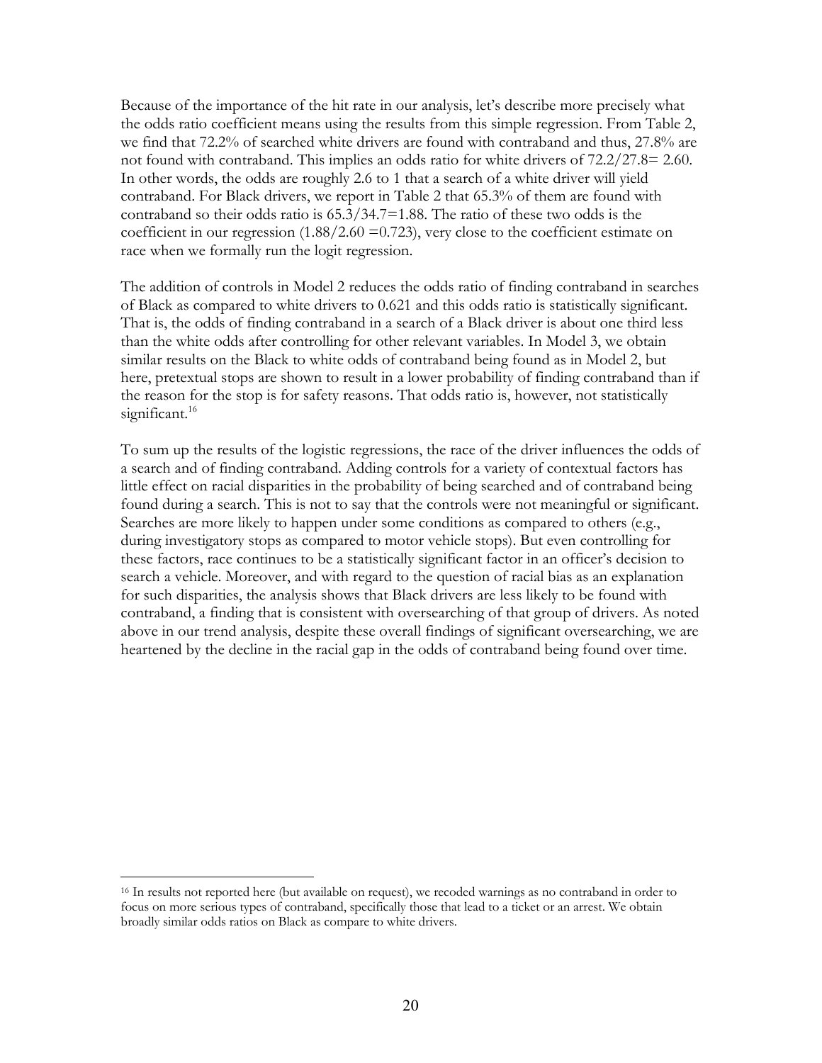Because of the importance of the hit rate in our analysis, let's describe more precisely what the odds ratio coefficient means using the results from this simple regression. From Table 2, we find that 72.2% of searched white drivers are found with contraband and thus, 27.8% are not found with contraband. This implies an odds ratio for white drivers of 72.2/27.8= 2.60. In other words, the odds are roughly 2.6 to 1 that a search of a white driver will yield contraband. For Black drivers, we report in Table 2 that 65.3% of them are found with contraband so their odds ratio is 65.3/34.7=1.88. The ratio of these two odds is the coefficient in our regression (1.88/2.60 =0.723), very close to the coefficient estimate on race when we formally run the logit regression.

The addition of controls in Model 2 reduces the odds ratio of finding contraband in searches of Black as compared to white drivers to 0.621 and this odds ratio is statistically significant. That is, the odds of finding contraband in a search of a Black driver is about one third less than the white odds after controlling for other relevant variables. In Model 3, we obtain similar results on the Black to white odds of contraband being found as in Model 2, but here, pretextual stops are shown to result in a lower probability of finding contraband than if the reason for the stop is for safety reasons. That odds ratio is, however, not statistically significant.[16]

To sum up the results of the logistic regressions, the race of the driver influences the odds of a search and of finding contraband. Adding controls for a variety of contextual factors has little effect on racial disparities in the probability of being searched and of contraband being found during a search. This is not to say that the controls were not meaningful or significant. Searches are more likely to happen under some conditions as compared to others (e.g., during investigatory stops as compared to motor vehicle stops). But even controlling for these factors, race continues to be a statistically significant factor in an officer's decision to search a vehicle. Moreover, and with regard to the question of racial bias as an explanation for such disparities, the analysis shows that Black drivers are less likely to be found with contraband, a finding that is consistent with oversearching of that group of drivers. As noted above in our trend analysis, despite these overall findings of significant oversearching, we are heartened by the decline in the racial gap in the odds of contraband being found over time.

[16] In results not reported here (but available on request), we recoded warnings as no contraband in order to focus on more serious types of contraband, specifically those that lead to a ticket or an arrest. We obtain broadly similar odds ratios on Black as compare to white drivers.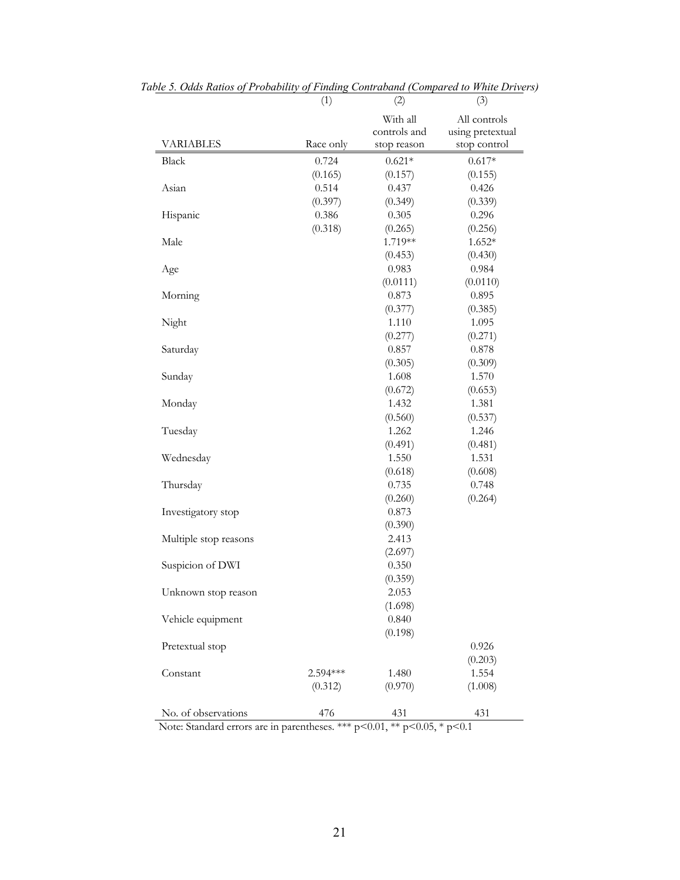*Table 5. Odds Ratios of Probability of Finding Contraband (Compared to White Drivers)*

| | (1) | (2) | (3) |
|---|---|---|---|
| VARIABLES | Race only | With all controls and stop reason | All controls using pretextual stop control |
| Black | 0.724 | 0.621* | 0.617* |
| | (0.165) | (0.157) | (0.155) |
| Asian | 0.514 | 0.437 | 0.426 |
| | (0.397) | (0.349) | (0.339) |
| Hispanic | 0.386 | 0.305 | 0.296 |
| | (0.318) | (0.265) | (0.256) |
| Male | | 1.719** | 1.652* |
| | | (0.453) | (0.430) |
| Age | | 0.983 | 0.984 |
| | | (0.0111) | (0.0110) |
| Morning | | 0.873 | 0.895 |
| | | (0.377) | (0.385) |
| Night | | 1.110 | 1.095 |
| | | (0.277) | (0.271) |
| Saturday | | 0.857 | 0.878 |
| | | (0.305) | (0.309) |
| Sunday | | 1.608 | 1.570 |
| | | (0.672) | (0.653) |
| Monday | | 1.432 | 1.381 |
| | | (0.560) | (0.537) |
| Tuesday | | 1.262 | 1.246 |
| | | (0.491) | (0.481) |
| Wednesday | | 1.550 | 1.531 |
| | | (0.618) | (0.608) |
| Thursday | | 0.735 | 0.748 |
| | | (0.260) | (0.264) |
| Investigatory stop | | 0.873 | |
| | | (0.390) | |
| Multiple stop reasons | | 2.413 | |
| | | (2.697) | |
| Suspicion of DWI | | 0.350 | |
| | | (0.359) | |
| Unknown stop reason | | 2.053 | |
| | | (1.698) | |
| Vehicle equipment | | 0.840 | |
| | | (0.198) | |
| Pretextual stop | | | 0.926 |
| | | | (0.203) |
| Constant | 2.594*** | 1.480 | 1.554 |
| | (0.312) | (0.970) | (1.008) |
| No. of observations | 476 | 431 | 431 |

Note: Standard errors are in parentheses. *** $p<0.01$, ** $p<0.05$, * $p<0.1$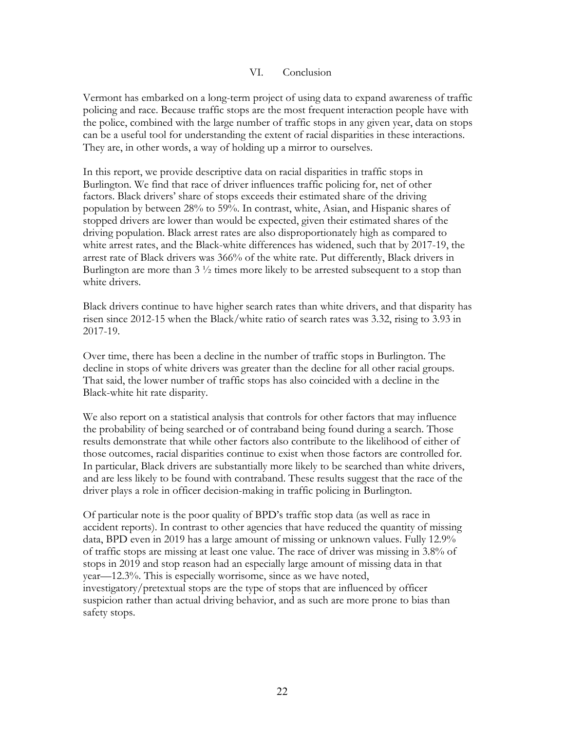## VI. Conclusion

Vermont has embarked on a long-term project of using data to expand awareness of traffic policing and race. Because traffic stops are the most frequent interaction people have with the police, combined with the large number of traffic stops in any given year, data on stops can be a useful tool for understanding the extent of racial disparities in these interactions. They are, in other words, a way of holding up a mirror to ourselves.

In this report, we provide descriptive data on racial disparities in traffic stops in Burlington. We find that race of driver influences traffic policing for, net of other factors. Black drivers' share of stops exceeds their estimated share of the driving population by between 28% to 59%. In contrast, white, Asian, and Hispanic shares of stopped drivers are lower than would be expected, given their estimated shares of the driving population. Black arrest rates are also disproportionately high as compared to white arrest rates, and the Black-white differences has widened, such that by 2017-19, the arrest rate of Black drivers was 366% of the white rate. Put differently, Black drivers in Burlington are more than 3 ½ times more likely to be arrested subsequent to a stop than white drivers.

Black drivers continue to have higher search rates than white drivers, and that disparity has risen since 2012-15 when the Black/white ratio of search rates was 3.32, rising to 3.93 in 2017-19.

Over time, there has been a decline in the number of traffic stops in Burlington. The decline in stops of white drivers was greater than the decline for all other racial groups. That said, the lower number of traffic stops has also coincided with a decline in the Black-white hit rate disparity.

We also report on a statistical analysis that controls for other factors that may influence the probability of being searched or of contraband being found during a search. Those results demonstrate that while other factors also contribute to the likelihood of either of those outcomes, racial disparities continue to exist when those factors are controlled for. In particular, Black drivers are substantially more likely to be searched than white drivers, and are less likely to be found with contraband. These results suggest that the race of the driver plays a role in officer decision-making in traffic policing in Burlington.

Of particular note is the poor quality of BPD's traffic stop data (as well as race in accident reports). In contrast to other agencies that have reduced the quantity of missing data, BPD even in 2019 has a large amount of missing or unknown values. Fully 12.9% of traffic stops are missing at least one value. The race of driver was missing in 3.8% of stops in 2019 and stop reason had an especially large amount of missing data in that year—12.3%. This is especially worrisome, since as we have noted, investigatory/pretextual stops are the type of stops that are influenced by officer suspicion rather than actual driving behavior, and as such are more prone to bias than safety stops.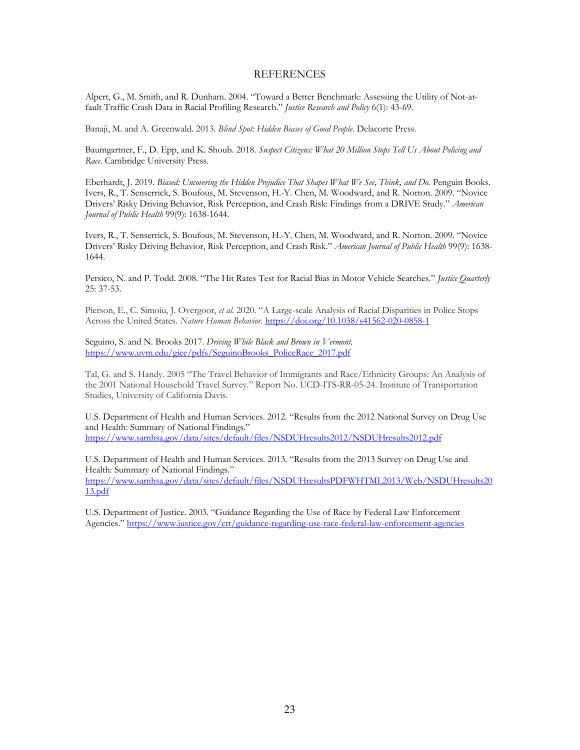# REFERENCES

Alpert, G., M. Smith, and R. Dunham. 2004. "Toward a Better Benchmark: Assessing the Utility of Not-at-fault Traffic Crash Data in Racial Profiling Research." *Justice Research and Policy* 6(1): 43-69.

Banaji, M. and A. Greenwald. 2013. *Blind Spot: Hidden Biases of Good People.* Delacorte Press.

Baumgartner, F., D. Epp, and K. Shoub. 2018. *Suspect Citizens: What 20 Million Stops Tell Us About Policing and Race.* Cambridge University Press.

Eberhardt, J. 2019. *Biased: Uncovering the Hidden Prejudice That Shapes What We See, Think, and Do.* Penguin Books. Ivers, R., T. Senserrick, S. Boufous, M. Stevenson, H.-Y. Chen, M. Woodward, and R. Norton. 2009. "Novice Drivers' Risky Driving Behavior, Risk Perception, and Crash Risk: Findings from a DRIVE Study." *American Journal of Public Health* 99(9): 1638-1644.

Ivers, R., T. Senserrick, S. Boufous, M. Stevenson, H.-Y. Chen, M. Woodward, and R. Norton. 2009. "Novice Drivers' Risky Driving Behavior, Risk Perception, and Crash Risk." *American Journal of Public Health* 99(9): 1638-1644.

Persico, N. and P. Todd. 2008. "The Hit Rates Test for Racial Bias in Motor Vehicle Searches." *Justice Quarterly* 25: 37-53.

Pierson, E., C. Simoiu, J. Overgoor, *et al.* 2020. "A Large-scale Analysis of Racial Disparities in Police Stops Across the United States. *Nature Human Behavior.* https://doi.org/10.1038/s41562-020-0858-1

Seguino, S. and N. Brooks 2017. *Driving While Black and Brown in Vermont.* https://www.uvm.edu/giee/pdfs/SeguinoBrooks_PoliceRace_2017.pdf

Tal, G. and S. Handy. 2005 "The Travel Behavior of Immigrants and Race/Ethnicity Groups: An Analysis of the 2001 National Household Travel Survey." Report No. UCD-ITS-RR-05-24. Institute of Transportation Studies, University of California Davis.

U.S. Department of Health and Human Services. 2012. "Results from the 2012 National Survey on Drug Use and Health: Summary of National Findings." https://www.samhsa.gov/data/sites/default/files/NSDUHresults2012/NSDUHresults2012.pdf

U.S. Department of Health and Human Services. 2013. "Results from the 2013 Survey on Drug Use and Health: Summary of National Findings." https://www.samhsa.gov/data/sites/default/files/NSDUHresultsPDFWHTML2013/Web/NSDUHresults2013.pdf

U.S. Department of Justice. 2003. "Guidance Regarding the Use of Race by Federal Law Enforcement Agencies." https://www.justice.gov/crt/guidance-regarding-use-race-federal-law-enforcement-agencies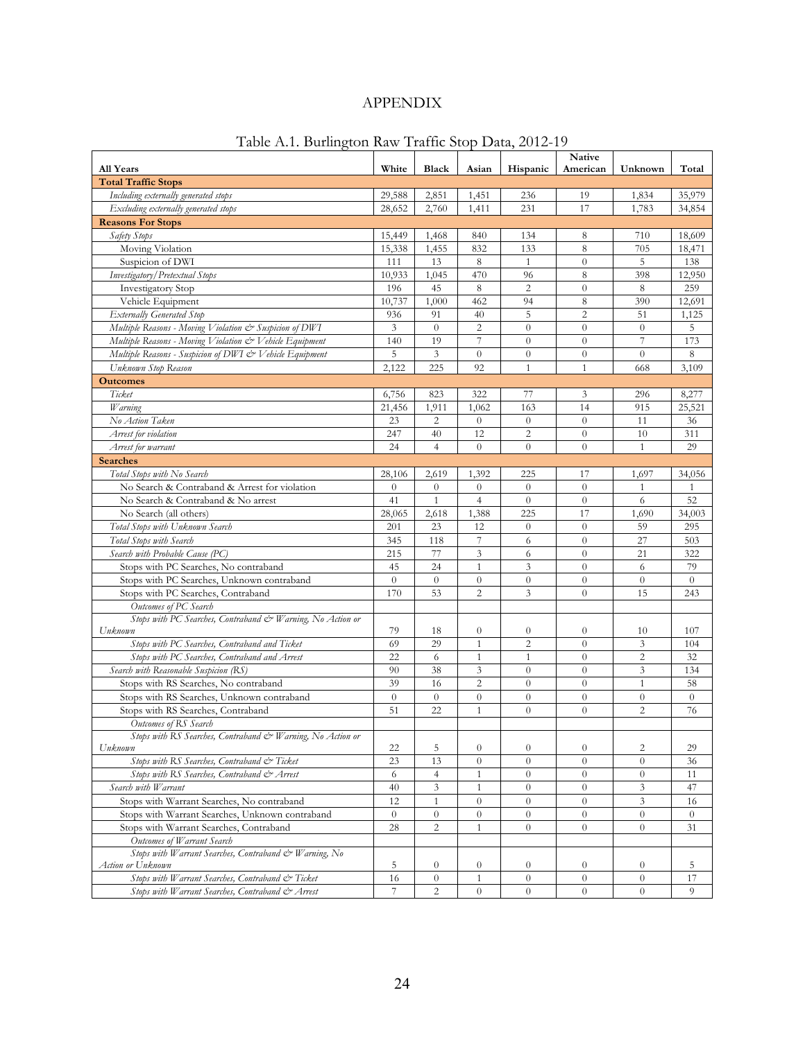# APPENDIX

Table A.1. Burlington Raw Traffic Stop Data, 2012-19

| All Years | White | Black | Asian | Hispanic | Native American | Unknown | Total |
|---|---|---|---|---|---|---|---|
| **Total Traffic Stops** | | | | | | | |
| *Including externally generated stops* | 29,588 | 2,851 | 1,451 | 236 | 19 | 1,834 | 35,979 |
| *Excluding externally generated stops* | 28,652 | 2,760 | 1,411 | 231 | 17 | 1,783 | 34,854 |
| **Reasons For Stops** | | | | | | | |
| *Safety Stops* | 15,449 | 1,468 | 840 | 134 | 8 | 710 | 18,609 |
| Moving Violation | 15,338 | 1,455 | 832 | 133 | 8 | 705 | 18,471 |
| Suspicion of DWI | 111 | 13 | 8 | 1 | 0 | 5 | 138 |
| *Investigatory/Pretextual Stops* | 10,933 | 1,045 | 470 | 96 | 8 | 398 | 12,950 |
| Investigatory Stop | 196 | 45 | 8 | 2 | 0 | 8 | 259 |
| Vehicle Equipment | 10,737 | 1,000 | 462 | 94 | 8 | 390 | 12,691 |
| *Externally Generated Stop* | 936 | 91 | 40 | 5 | 2 | 51 | 1,125 |
| *Multiple Reasons - Moving Violation & Suspicion of DWI* | 3 | 0 | 2 | 0 | 0 | 0 | 5 |
| *Multiple Reasons - Moving Violation & Vehicle Equipment* | 140 | 19 | 7 | 0 | 0 | 7 | 173 |
| *Multiple Reasons - Suspicion of DWI & Vehicle Equipment* | 5 | 3 | 0 | 0 | 0 | 0 | 8 |
| *Unknown Stop Reason* | 2,122 | 225 | 92 | 1 | 1 | 668 | 3,109 |
| **Outcomes** | | | | | | | |
| *Ticket* | 6,756 | 823 | 322 | 77 | 3 | 296 | 8,277 |
| *Warning* | 21,456 | 1,911 | 1,062 | 163 | 14 | 915 | 25,521 |
| *No Action Taken* | 23 | 2 | 0 | 0 | 0 | 11 | 36 |
| *Arrest for violation* | 247 | 40 | 12 | 2 | 0 | 10 | 311 |
| *Arrest for warrant* | 24 | 4 | 0 | 0 | 0 | 1 | 29 |
| **Searches** | | | | | | | |
| *Total Stops with No Search* | 28,106 | 2,619 | 1,392 | 225 | 17 | 1,697 | 34,056 |
| No Search & Contraband & Arrest for violation | 0 | 0 | 0 | 0 | 0 | 1 | 1 |
| No Search & Contraband & No arrest | 41 | 1 | 4 | 0 | 0 | 6 | 52 |
| No Search (all others) | 28,065 | 2,618 | 1,388 | 225 | 17 | 1,690 | 34,003 |
| *Total Stops with Unknown Search* | 201 | 23 | 12 | 0 | 0 | 59 | 295 |
| *Total Stops with Search* | 345 | 118 | 7 | 6 | 0 | 27 | 503 |
| *Search with Probable Cause (PC)* | 215 | 77 | 3 | 6 | 0 | 21 | 322 |
| Stops with PC Searches, No contraband | 45 | 24 | 1 | 3 | 0 | 6 | 79 |
| Stops with PC Searches, Unknown contraband | 0 | 0 | 0 | 0 | 0 | 0 | 0 |
| Stops with PC Searches, Contraband | 170 | 53 | 2 | 3 | 0 | 15 | 243 |
| *Outcomes of PC Search* | | | | | | | |
| *Stops with PC Searches, Contraband & Warning, No Action or Unknown* | 79 | 18 | 0 | 0 | 0 | 10 | 107 |
| *Stops with PC Searches, Contraband and Ticket* | 69 | 29 | 1 | 2 | 0 | 3 | 104 |
| *Stops with PC Searches, Contraband and Arrest* | 22 | 6 | 1 | 1 | 0 | 2 | 32 |
| *Search with Reasonable Suspicion (RS)* | 90 | 38 | 3 | 0 | 0 | 3 | 134 |
| Stops with RS Searches, No contraband | 39 | 16 | 2 | 0 | 0 | 1 | 58 |
| Stops with RS Searches, Unknown contraband | 0 | 0 | 0 | 0 | 0 | 0 | 0 |
| Stops with RS Searches, Contraband | 51 | 22 | 1 | 0 | 0 | 2 | 76 |
| *Outcomes of RS Search* | | | | | | | |
| *Stops with RS Searches, Contraband & Warning, No Action or Unknown* | 22 | 5 | 0 | 0 | 0 | 2 | 29 |
| *Stops with RS Searches, Contraband & Ticket* | 23 | 13 | 0 | 0 | 0 | 0 | 36 |
| *Stops with RS Searches, Contraband & Arrest* | 6 | 4 | 1 | 0 | 0 | 0 | 11 |
| *Search with Warrant* | 40 | 3 | 1 | 0 | 0 | 3 | 47 |
| Stops with Warrant Searches, No contraband | 12 | 1 | 0 | 0 | 0 | 3 | 16 |
| Stops with Warrant Searches, Unknown contraband | 0 | 0 | 0 | 0 | 0 | 0 | 0 |
| Stops with Warrant Searches, Contraband | 28 | 2 | 1 | 0 | 0 | 0 | 31 |
| *Outcomes of Warrant Search* | | | | | | | |
| *Stops with Warrant Searches, Contraband & Warning, No Action or Unknown* | 5 | 0 | 0 | 0 | 0 | 0 | 5 |
| *Stops with Warrant Searches, Contraband & Ticket* | 16 | 0 | 1 | 0 | 0 | 0 | 17 |
| *Stops with Warrant Searches, Contraband & Arrest* | 7 | 2 | 0 | 0 | 0 | 0 | 9 |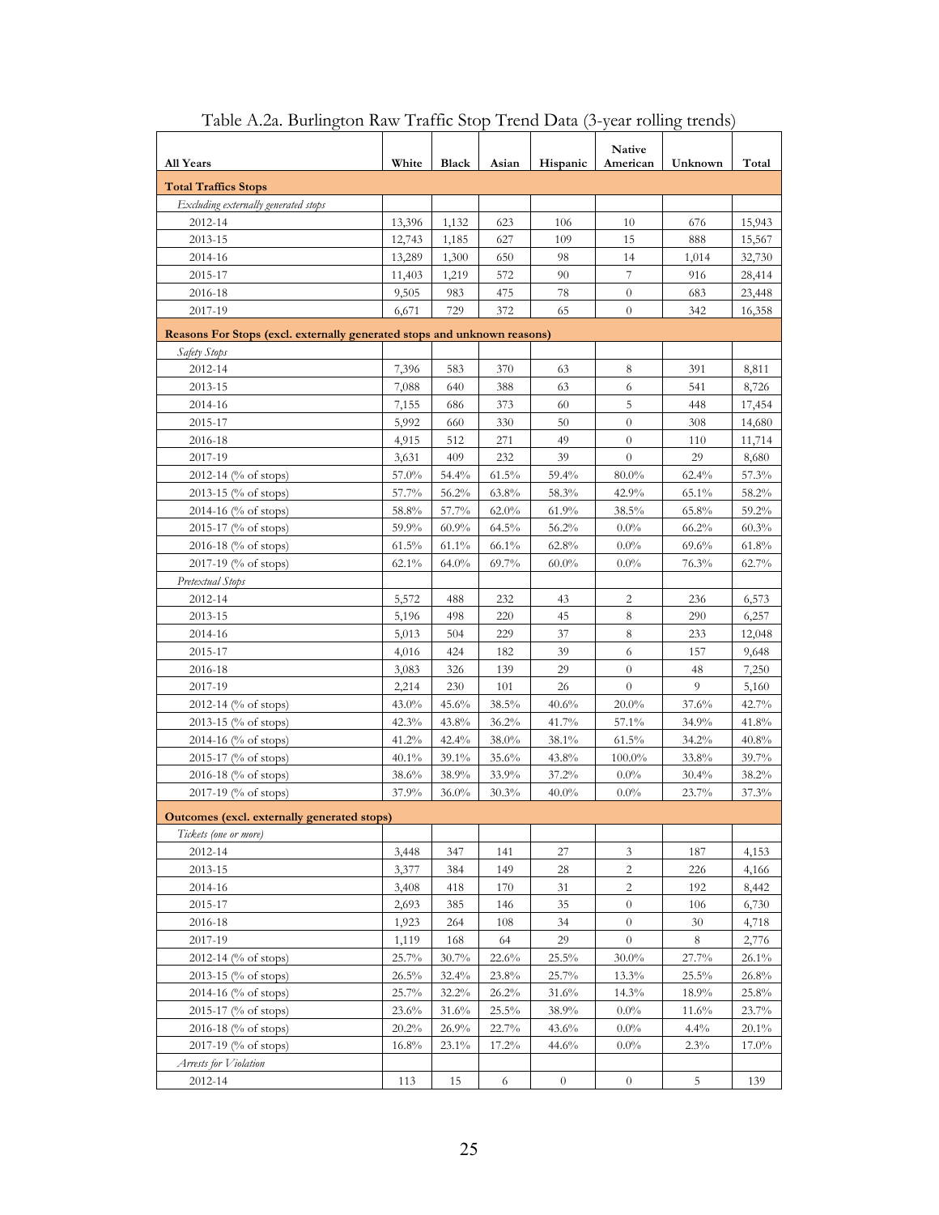Table A.2a. Burlington Raw Traffic Stop Trend Data (3-year rolling trends)

| All Years | White | Black | Asian | Hispanic | Native American | Unknown | Total |
|---|---|---|---|---|---|---|---|
| **Total Traffics Stops** | | | | | | | |
| *Excluding externally generated stops* | | | | | | | |
| 2012-14 | 13,396 | 1,132 | 623 | 106 | 10 | 676 | 15,943 |
| 2013-15 | 12,743 | 1,185 | 627 | 109 | 15 | 888 | 15,567 |
| 2014-16 | 13,289 | 1,300 | 650 | 98 | 14 | 1,014 | 32,730 |
| 2015-17 | 11,403 | 1,219 | 572 | 90 | 7 | 916 | 28,414 |
| 2016-18 | 9,505 | 983 | 475 | 78 | 0 | 683 | 23,448 |
| 2017-19 | 6,671 | 729 | 372 | 65 | 0 | 342 | 16,358 |
| **Reasons For Stops (excl. externally generated stops and unknown reasons)** | | | | | | | |
| *Safety Stops* | | | | | | | |
| 2012-14 | 7,396 | 583 | 370 | 63 | 8 | 391 | 8,811 |
| 2013-15 | 7,088 | 640 | 388 | 63 | 6 | 541 | 8,726 |
| 2014-16 | 7,155 | 686 | 373 | 60 | 5 | 448 | 17,454 |
| 2015-17 | 5,992 | 660 | 330 | 50 | 0 | 308 | 14,680 |
| 2016-18 | 4,915 | 512 | 271 | 49 | 0 | 110 | 11,714 |
| 2017-19 | 3,631 | 409 | 232 | 39 | 0 | 29 | 8,680 |
| 2012-14 (% of stops) | 57.0% | 54.4% | 61.5% | 59.4% | 80.0% | 62.4% | 57.3% |
| 2013-15 (% of stops) | 57.7% | 56.2% | 63.8% | 58.3% | 42.9% | 65.1% | 58.2% |
| 2014-16 (% of stops) | 58.8% | 57.7% | 62.0% | 61.9% | 38.5% | 65.8% | 59.2% |
| 2015-17 (% of stops) | 59.9% | 60.9% | 64.5% | 56.2% | 0.0% | 66.2% | 60.3% |
| 2016-18 (% of stops) | 61.5% | 61.1% | 66.1% | 62.8% | 0.0% | 69.6% | 61.8% |
| 2017-19 (% of stops) | 62.1% | 64.0% | 69.7% | 60.0% | 0.0% | 76.3% | 62.7% |
| *Pretextual Stops* | | | | | | | |
| 2012-14 | 5,572 | 488 | 232 | 43 | 2 | 236 | 6,573 |
| 2013-15 | 5,196 | 498 | 220 | 45 | 8 | 290 | 6,257 |
| 2014-16 | 5,013 | 504 | 229 | 37 | 8 | 233 | 12,048 |
| 2015-17 | 4,016 | 424 | 182 | 39 | 6 | 157 | 9,648 |
| 2016-18 | 3,083 | 326 | 139 | 29 | 0 | 48 | 7,250 |
| 2017-19 | 2,214 | 230 | 101 | 26 | 0 | 9 | 5,160 |
| 2012-14 (% of stops) | 43.0% | 45.6% | 38.5% | 40.6% | 20.0% | 37.6% | 42.7% |
| 2013-15 (% of stops) | 42.3% | 43.8% | 36.2% | 41.7% | 57.1% | 34.9% | 41.8% |
| 2014-16 (% of stops) | 41.2% | 42.4% | 38.0% | 38.1% | 61.5% | 34.2% | 40.8% |
| 2015-17 (% of stops) | 40.1% | 39.1% | 35.6% | 43.8% | 100.0% | 33.8% | 39.7% |
| 2016-18 (% of stops) | 38.6% | 38.9% | 33.9% | 37.2% | 0.0% | 30.4% | 38.2% |
| 2017-19 (% of stops) | 37.9% | 36.0% | 30.3% | 40.0% | 0.0% | 23.7% | 37.3% |
| **Outcomes (excl. externally generated stops)** | | | | | | | |
| *Tickets (one or more)* | | | | | | | |
| 2012-14 | 3,448 | 347 | 141 | 27 | 3 | 187 | 4,153 |
| 2013-15 | 3,377 | 384 | 149 | 28 | 2 | 226 | 4,166 |
| 2014-16 | 3,408 | 418 | 170 | 31 | 2 | 192 | 8,442 |
| 2015-17 | 2,693 | 385 | 146 | 35 | 0 | 106 | 6,730 |
| 2016-18 | 1,923 | 264 | 108 | 34 | 0 | 30 | 4,718 |
| 2017-19 | 1,119 | 168 | 64 | 29 | 0 | 8 | 2,776 |
| 2012-14 (% of stops) | 25.7% | 30.7% | 22.6% | 25.5% | 30.0% | 27.7% | 26.1% |
| 2013-15 (% of stops) | 26.5% | 32.4% | 23.8% | 25.7% | 13.3% | 25.5% | 26.8% |
| 2014-16 (% of stops) | 25.7% | 32.2% | 26.2% | 31.6% | 14.3% | 18.9% | 25.8% |
| 2015-17 (% of stops) | 23.6% | 31.6% | 25.5% | 38.9% | 0.0% | 11.6% | 23.7% |
| 2016-18 (% of stops) | 20.2% | 26.9% | 22.7% | 43.6% | 0.0% | 4.4% | 20.1% |
| 2017-19 (% of stops) | 16.8% | 23.1% | 17.2% | 44.6% | 0.0% | 2.3% | 17.0% |
| *Arrests for Violation* | | | | | | | |
| 2012-14 | 113 | 15 | 6 | 0 | 0 | 5 | 139 |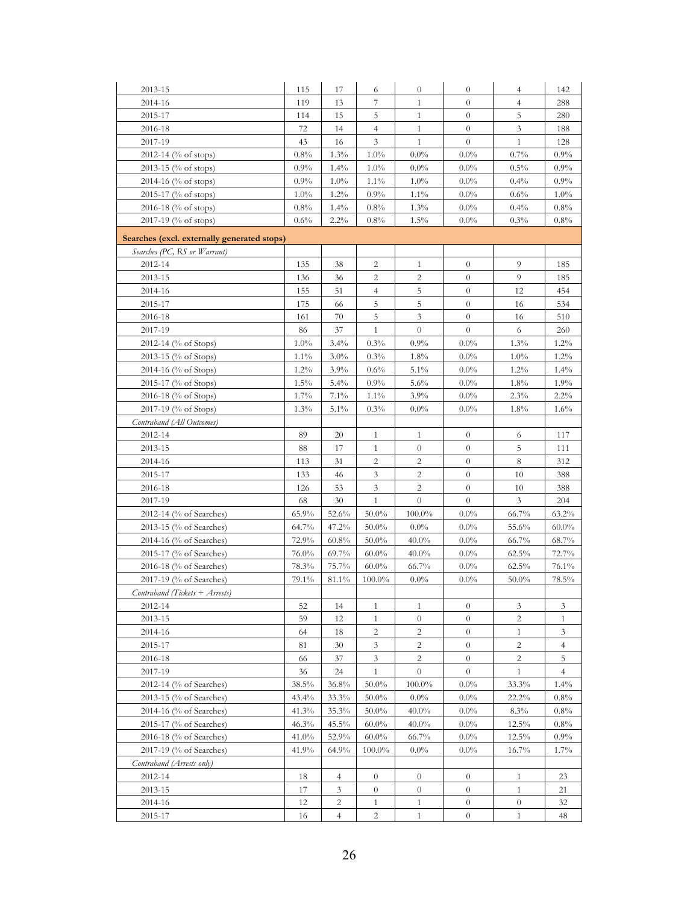| | | | | | | | |
|---|---|---|---|---|---|---|---|
| 2013-15 | 115 | 17 | 6 | 0 | 0 | 4 | 142 |
| 2014-16 | 119 | 13 | 7 | 1 | 0 | 4 | 288 |
| 2015-17 | 114 | 15 | 5 | 1 | 0 | 5 | 280 |
| 2016-18 | 72 | 14 | 4 | 1 | 0 | 3 | 188 |
| 2017-19 | 43 | 16 | 3 | 1 | 0 | 1 | 128 |
| 2012-14 (% of stops) | 0.8% | 1.3% | 1.0% | 0.0% | 0.0% | 0.7% | 0.9% |
| 2013-15 (% of stops) | 0.9% | 1.4% | 1.0% | 0.0% | 0.0% | 0.5% | 0.9% |
| 2014-16 (% of stops) | 0.9% | 1.0% | 1.1% | 1.0% | 0.0% | 0.4% | 0.9% |
| 2015-17 (% of stops) | 1.0% | 1.2% | 0.9% | 1.1% | 0.0% | 0.6% | 1.0% |
| 2016-18 (% of stops) | 0.8% | 1.4% | 0.8% | 1.3% | 0.0% | 0.4% | 0.8% |
| 2017-19 (% of stops) | 0.6% | 2.2% | 0.8% | 1.5% | 0.0% | 0.3% | 0.8% |
| **Searches (excl. externally generated stops)** | | | | | | | |
| *Searches (PC, RS or Warrant)* | | | | | | | |
| 2012-14 | 135 | 38 | 2 | 1 | 0 | 9 | 185 |
| 2013-15 | 136 | 36 | 2 | 2 | 0 | 9 | 185 |
| 2014-16 | 155 | 51 | 4 | 5 | 0 | 12 | 454 |
| 2015-17 | 175 | 66 | 5 | 5 | 0 | 16 | 534 |
| 2016-18 | 161 | 70 | 5 | 3 | 0 | 16 | 510 |
| 2017-19 | 86 | 37 | 1 | 0 | 0 | 6 | 260 |
| 2012-14 (% of Stops) | 1.0% | 3.4% | 0.3% | 0.9% | 0.0% | 1.3% | 1.2% |
| 2013-15 (% of Stops) | 1.1% | 3.0% | 0.3% | 1.8% | 0.0% | 1.0% | 1.2% |
| 2014-16 (% of Stops) | 1.2% | 3.9% | 0.6% | 5.1% | 0.0% | 1.2% | 1.4% |
| 2015-17 (% of Stops) | 1.5% | 5.4% | 0.9% | 5.6% | 0.0% | 1.8% | 1.9% |
| 2016-18 (% of Stops) | 1.7% | 7.1% | 1.1% | 3.9% | 0.0% | 2.3% | 2.2% |
| 2017-19 (% of Stops) | 1.3% | 5.1% | 0.3% | 0.0% | 0.0% | 1.8% | 1.6% |
| *Contraband (All Outcomes)* | | | | | | | |
| 2012-14 | 89 | 20 | 1 | 1 | 0 | 6 | 117 |
| 2013-15 | 88 | 17 | 1 | 0 | 0 | 5 | 111 |
| 2014-16 | 113 | 31 | 2 | 2 | 0 | 8 | 312 |
| 2015-17 | 133 | 46 | 3 | 2 | 0 | 10 | 388 |
| 2016-18 | 126 | 53 | 3 | 2 | 0 | 10 | 388 |
| 2017-19 | 68 | 30 | 1 | 0 | 0 | 3 | 204 |
| 2012-14 (% of Searches) | 65.9% | 52.6% | 50.0% | 100.0% | 0.0% | 66.7% | 63.2% |
| 2013-15 (% of Searches) | 64.7% | 47.2% | 50.0% | 0.0% | 0.0% | 55.6% | 60.0% |
| 2014-16 (% of Searches) | 72.9% | 60.8% | 50.0% | 40.0% | 0.0% | 66.7% | 68.7% |
| 2015-17 (% of Searches) | 76.0% | 69.7% | 60.0% | 40.0% | 0.0% | 62.5% | 72.7% |
| 2016-18 (% of Searches) | 78.3% | 75.7% | 60.0% | 66.7% | 0.0% | 62.5% | 76.1% |
| 2017-19 (% of Searches) | 79.1% | 81.1% | 100.0% | 0.0% | 0.0% | 50.0% | 78.5% |
| *Contraband (Tickets + Arrests)* | | | | | | | |
| 2012-14 | 52 | 14 | 1 | 1 | 0 | 3 | 3 |
| 2013-15 | 59 | 12 | 1 | 0 | 0 | 2 | 1 |
| 2014-16 | 64 | 18 | 2 | 2 | 0 | 1 | 3 |
| 2015-17 | 81 | 30 | 3 | 2 | 0 | 2 | 4 |
| 2016-18 | 66 | 37 | 3 | 2 | 0 | 2 | 5 |
| 2017-19 | 36 | 24 | 1 | 0 | 0 | 1 | 4 |
| 2012-14 (% of Searches) | 38.5% | 36.8% | 50.0% | 100.0% | 0.0% | 33.3% | 1.4% |
| 2013-15 (% of Searches) | 43.4% | 33.3% | 50.0% | 0.0% | 0.0% | 22.2% | 0.8% |
| 2014-16 (% of Searches) | 41.3% | 35.3% | 50.0% | 40.0% | 0.0% | 8.3% | 0.8% |
| 2015-17 (% of Searches) | 46.3% | 45.5% | 60.0% | 40.0% | 0.0% | 12.5% | 0.8% |
| 2016-18 (% of Searches) | 41.0% | 52.9% | 60.0% | 66.7% | 0.0% | 12.5% | 0.9% |
| 2017-19 (% of Searches) | 41.9% | 64.9% | 100.0% | 0.0% | 0.0% | 16.7% | 1.7% |
| *Contraband (Arrests only)* | | | | | | | |
| 2012-14 | 18 | 4 | 0 | 0 | 0 | 1 | 23 |
| 2013-15 | 17 | 3 | 0 | 0 | 0 | 1 | 21 |
| 2014-16 | 12 | 2 | 1 | 1 | 0 | 0 | 32 |
| 2015-17 | 16 | 4 | 2 | 1 | 0 | 1 | 48 |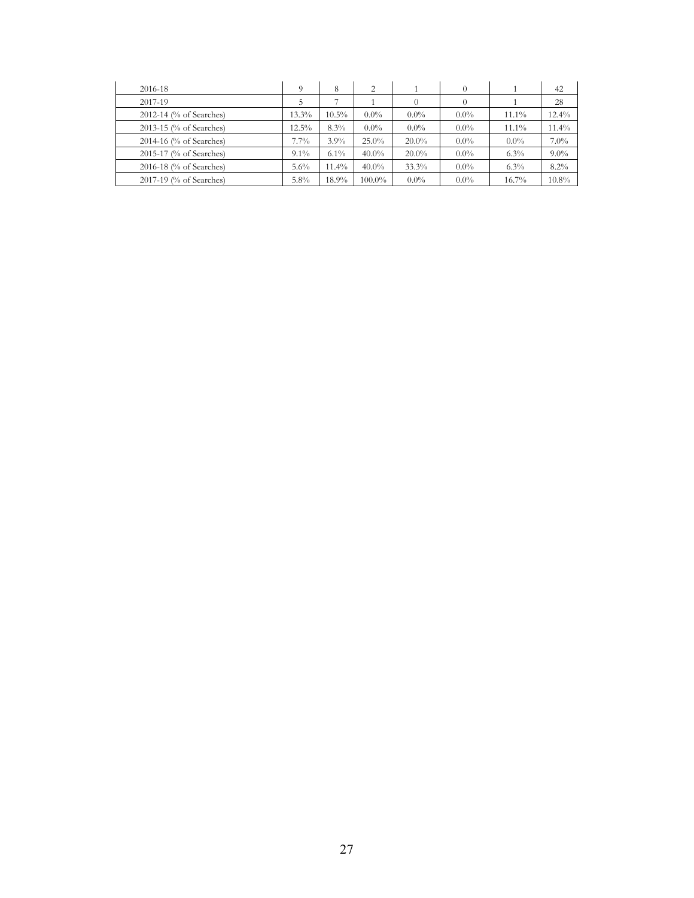| | | | | | | | |
|---|---|---|---|---|---|---|---|
| 2016-18 | 9 | 8 | 2 | 1 | 0 | 1 | 42 |
| 2017-19 | 5 | 7 | 1 | 0 | 0 | 1 | 28 |
| 2012-14 (% of Searches) | 13.3% | 10.5% | 0.0% | 0.0% | 0.0% | 11.1% | 12.4% |
| 2013-15 (% of Searches) | 12.5% | 8.3% | 0.0% | 0.0% | 0.0% | 11.1% | 11.4% |
| 2014-16 (% of Searches) | 7.7% | 3.9% | 25.0% | 20.0% | 0.0% | 0.0% | 7.0% |
| 2015-17 (% of Searches) | 9.1% | 6.1% | 40.0% | 20.0% | 0.0% | 6.3% | 9.0% |
| 2016-18 (% of Searches) | 5.6% | 11.4% | 40.0% | 33.3% | 0.0% | 6.3% | 8.2% |
| 2017-19 (% of Searches) | 5.8% | 18.9% | 100.0% | 0.0% | 0.0% | 16.7% | 10.8% |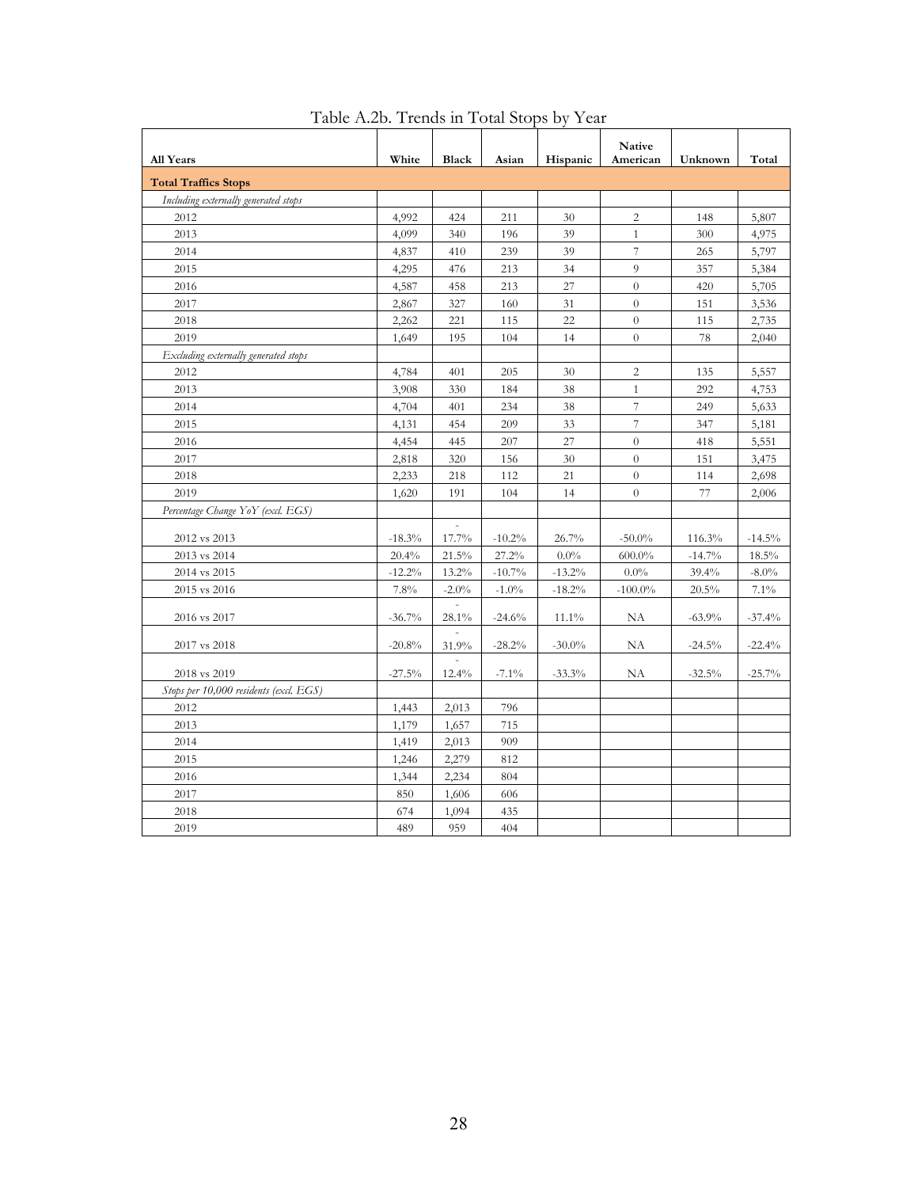Table A.2b. Trends in Total Stops by Year

| All Years | White | Black | Asian | Hispanic | Native American | Unknown | Total |
|---|---|---|---|---|---|---|---|
| **Total Traffics Stops** | | | | | | | |
| *Including externally generated stops* | | | | | | | |
| 2012 | 4,992 | 424 | 211 | 30 | 2 | 148 | 5,807 |
| 2013 | 4,099 | 340 | 196 | 39 | 1 | 300 | 4,975 |
| 2014 | 4,837 | 410 | 239 | 39 | 7 | 265 | 5,797 |
| 2015 | 4,295 | 476 | 213 | 34 | 9 | 357 | 5,384 |
| 2016 | 4,587 | 458 | 213 | 27 | 0 | 420 | 5,705 |
| 2017 | 2,867 | 327 | 160 | 31 | 0 | 151 | 3,536 |
| 2018 | 2,262 | 221 | 115 | 22 | 0 | 115 | 2,735 |
| 2019 | 1,649 | 195 | 104 | 14 | 0 | 78 | 2,040 |
| *Excluding externally generated stops* | | | | | | | |
| 2012 | 4,784 | 401 | 205 | 30 | 2 | 135 | 5,557 |
| 2013 | 3,908 | 330 | 184 | 38 | 1 | 292 | 4,753 |
| 2014 | 4,704 | 401 | 234 | 38 | 7 | 249 | 5,633 |
| 2015 | 4,131 | 454 | 209 | 33 | 7 | 347 | 5,181 |
| 2016 | 4,454 | 445 | 207 | 27 | 0 | 418 | 5,551 |
| 2017 | 2,818 | 320 | 156 | 30 | 0 | 151 | 3,475 |
| 2018 | 2,233 | 218 | 112 | 21 | 0 | 114 | 2,698 |
| 2019 | 1,620 | 191 | 104 | 14 | 0 | 77 | 2,006 |
| *Percentage Change YoY (excl. EGS)* | | | | | | | |
| 2012 vs 2013 | -18.3% | -17.7% | -10.2% | 26.7% | -50.0% | 116.3% | -14.5% |
| 2013 vs 2014 | 20.4% | 21.5% | 27.2% | 0.0% | 600.0% | -14.7% | 18.5% |
| 2014 vs 2015 | -12.2% | 13.2% | -10.7% | -13.2% | 0.0% | 39.4% | -8.0% |
| 2015 vs 2016 | 7.8% | -2.0% | -1.0% | -18.2% | -100.0% | 20.5% | 7.1% |
| 2016 vs 2017 | -36.7% | -28.1% | -24.6% | 11.1% | NA | -63.9% | -37.4% |
| 2017 vs 2018 | -20.8% | -31.9% | -28.2% | -30.0% | NA | -24.5% | -22.4% |
| 2018 vs 2019 | -27.5% | -12.4% | -7.1% | -33.3% | NA | -32.5% | -25.7% |
| *Stops per 10,000 residents (excl. EGS)* | | | | | | | |
| 2012 | 1,443 | 2,013 | 796 | | | | |
| 2013 | 1,179 | 1,657 | 715 | | | | |
| 2014 | 1,419 | 2,013 | 909 | | | | |
| 2015 | 1,246 | 2,279 | 812 | | | | |
| 2016 | 1,344 | 2,234 | 804 | | | | |
| 2017 | 850 | 1,606 | 606 | | | | |
| 2018 | 674 | 1,094 | 435 | | | | |
| 2019 | 489 | 959 | 404 | | | | |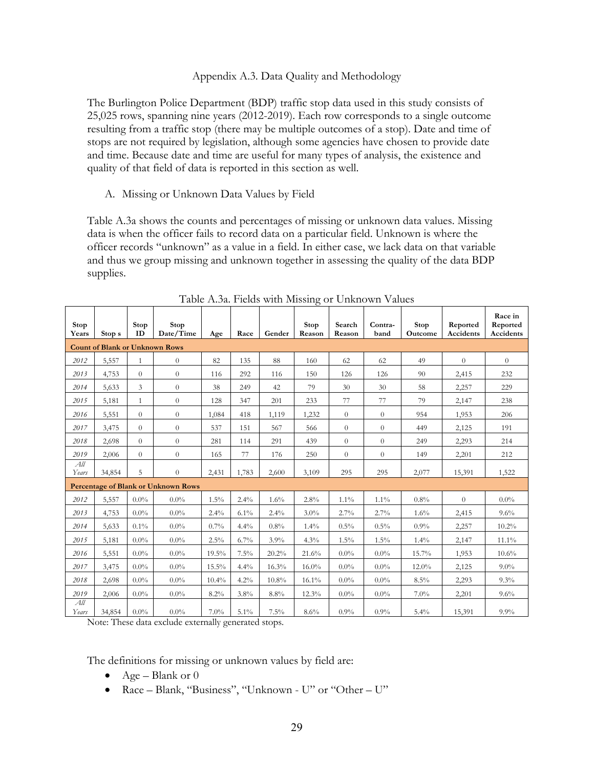Appendix A.3. Data Quality and Methodology

The Burlington Police Department (BDP) traffic stop data used in this study consists of 25,025 rows, spanning nine years (2012-2019). Each row corresponds to a single outcome resulting from a traffic stop (there may be multiple outcomes of a stop). Date and time of stops are not required by legislation, although some agencies have chosen to provide date and time. Because date and time are useful for many types of analysis, the existence and quality of that field of data is reported in this section as well.

A. Missing or Unknown Data Values by Field

Table A.3a shows the counts and percentages of missing or unknown data values. Missing data is when the officer fails to record data on a particular field. Unknown is where the officer records "unknown" as a value in a field. In either case, we lack data on that variable and thus we group missing and unknown together in assessing the quality of the data BDP supplies.

Table A.3a. Fields with Missing or Unknown Values

| Stop Years | Stop s | Stop ID | Stop Date/Time | Age | Race | Gender | Stop Reason | Search Reason | Contra-band | Stop Outcome | Reported Accidents | Race in Reported Accidents |
|---|---|---|---|---|---|---|---|---|---|---|---|---|
| **Count of Blank or Unknown Rows** | | | | | | | | | | | | |
| *2012* | 5,557 | 1 | 0 | 82 | 135 | 88 | 160 | 62 | 62 | 49 | 0 | 0 |
| *2013* | 4,753 | 0 | 0 | 116 | 292 | 116 | 150 | 126 | 126 | 90 | 2,415 | 232 |
| *2014* | 5,633 | 3 | 0 | 38 | 249 | 42 | 79 | 30 | 30 | 58 | 2,257 | 229 |
| *2015* | 5,181 | 1 | 0 | 128 | 347 | 201 | 233 | 77 | 77 | 79 | 2,147 | 238 |
| *2016* | 5,551 | 0 | 0 | 1,084 | 418 | 1,119 | 1,232 | 0 | 0 | 954 | 1,953 | 206 |
| *2017* | 3,475 | 0 | 0 | 537 | 151 | 567 | 566 | 0 | 0 | 449 | 2,125 | 191 |
| *2018* | 2,698 | 0 | 0 | 281 | 114 | 291 | 439 | 0 | 0 | 249 | 2,293 | 214 |
| *2019* | 2,006 | 0 | 0 | 165 | 77 | 176 | 250 | 0 | 0 | 149 | 2,201 | 212 |
| *All Years* | 34,854 | 5 | 0 | 2,431 | 1,783 | 2,600 | 3,109 | 295 | 295 | 2,077 | 15,391 | 1,522 |
| **Percentage of Blank or Unknown Rows** | | | | | | | | | | | | |
| *2012* | 5,557 | 0.0% | 0.0% | 1.5% | 2.4% | 1.6% | 2.8% | 1.1% | 1.1% | 0.8% | 0 | 0.0% |
| *2013* | 4,753 | 0.0% | 0.0% | 2.4% | 6.1% | 2.4% | 3.0% | 2.7% | 2.7% | 1.6% | 2,415 | 9.6% |
| *2014* | 5,633 | 0.1% | 0.0% | 0.7% | 4.4% | 0.8% | 1.4% | 0.5% | 0.5% | 0.9% | 2,257 | 10.2% |
| *2015* | 5,181 | 0.0% | 0.0% | 2.5% | 6.7% | 3.9% | 4.3% | 1.5% | 1.5% | 1.4% | 2,147 | 11.1% |
| *2016* | 5,551 | 0.0% | 0.0% | 19.5% | 7.5% | 20.2% | 21.6% | 0.0% | 0.0% | 15.7% | 1,953 | 10.6% |
| *2017* | 3,475 | 0.0% | 0.0% | 15.5% | 4.4% | 16.3% | 16.0% | 0.0% | 0.0% | 12.0% | 2,125 | 9.0% |
| *2018* | 2,698 | 0.0% | 0.0% | 10.4% | 4.2% | 10.8% | 16.1% | 0.0% | 0.0% | 8.5% | 2,293 | 9.3% |
| *2019* | 2,006 | 0.0% | 0.0% | 8.2% | 3.8% | 8.8% | 12.3% | 0.0% | 0.0% | 7.0% | 2,201 | 9.6% |
| *All Years* | 34,854 | 0.0% | 0.0% | 7.0% | 5.1% | 7.5% | 8.6% | 0.9% | 0.9% | 5.4% | 15,391 | 9.9% |

Note: These data exclude externally generated stops.

The definitions for missing or unknown values by field are:

- Age – Blank or 0
- Race – Blank, "Business", "Unknown - U" or "Other – U"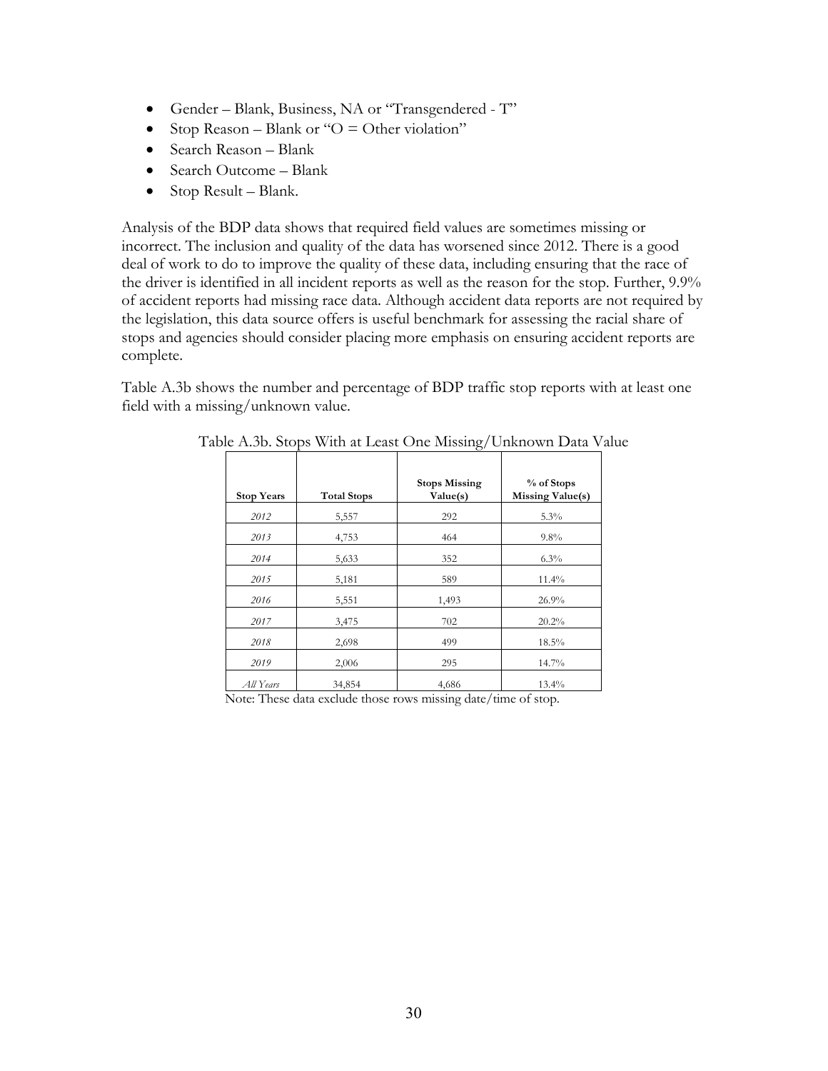- Gender – Blank, Business, NA or "Transgendered - T"
- Stop Reason – Blank or "O = Other violation"
- Search Reason – Blank
- Search Outcome – Blank
- Stop Result – Blank.

Analysis of the BDP data shows that required field values are sometimes missing or incorrect. The inclusion and quality of the data has worsened since 2012. There is a good deal of work to do to improve the quality of these data, including ensuring that the race of the driver is identified in all incident reports as well as the reason for the stop. Further, 9.9% of accident reports had missing race data. Although accident data reports are not required by the legislation, this data source offers is useful benchmark for assessing the racial share of stops and agencies should consider placing more emphasis on ensuring accident reports are complete.

Table A.3b shows the number and percentage of BDP traffic stop reports with at least one field with a missing/unknown value.

Table A.3b. Stops With at Least One Missing/Unknown Data Value

| Stop Years | Total Stops | Stops Missing Value(s) | % of Stops Missing Value(s) |
|---|---|---|---|
| *2012* | 5,557 | 292 | 5.3% |
| *2013* | 4,753 | 464 | 9.8% |
| *2014* | 5,633 | 352 | 6.3% |
| *2015* | 5,181 | 589 | 11.4% |
| *2016* | 5,551 | 1,493 | 26.9% |
| *2017* | 3,475 | 702 | 20.2% |
| *2018* | 2,698 | 499 | 18.5% |
| *2019* | 2,006 | 295 | 14.7% |
| *All Years* | 34,854 | 4,686 | 13.4% |

Note: These data exclude those rows missing date/time of stop.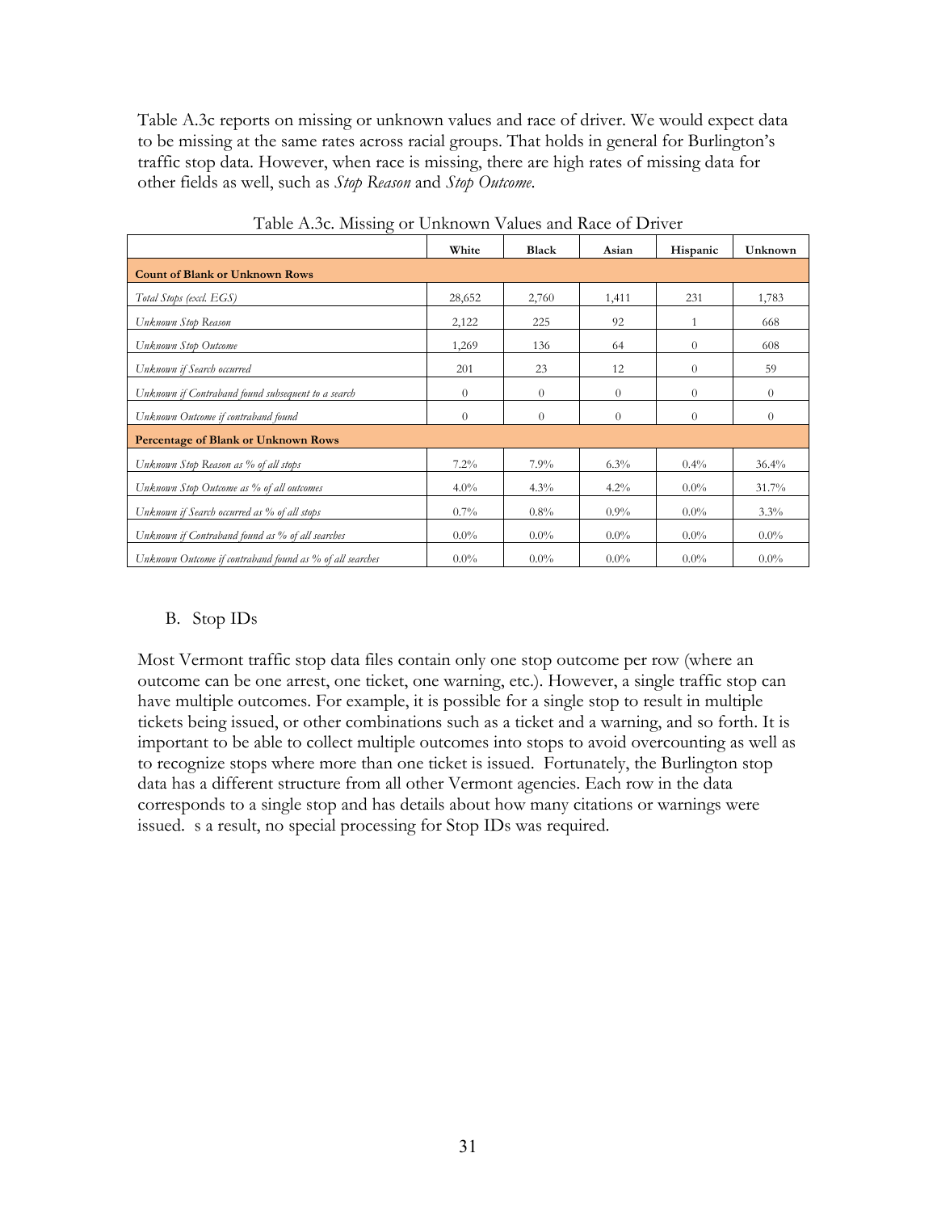Table A.3c reports on missing or unknown values and race of driver. We would expect data to be missing at the same rates across racial groups. That holds in general for Burlington's traffic stop data. However, when race is missing, there are high rates of missing data for other fields as well, such as *Stop Reason* and *Stop Outcome*.

Table A.3c. Missing or Unknown Values and Race of Driver

| | White | Black | Asian | Hispanic | Unknown |
|---|---|---|---|---|---|
| **Count of Blank or Unknown Rows** | | | | | |
| *Total Stops (excl. EGS)* | 28,652 | 2,760 | 1,411 | 231 | 1,783 |
| *Unknown Stop Reason* | 2,122 | 225 | 92 | 1 | 668 |
| *Unknown Stop Outcome* | 1,269 | 136 | 64 | 0 | 608 |
| *Unknown if Search occurred* | 201 | 23 | 12 | 0 | 59 |
| *Unknown if Contraband found subsequent to a search* | 0 | 0 | 0 | 0 | 0 |
| *Unknown Outcome if contraband found* | 0 | 0 | 0 | 0 | 0 |
| **Percentage of Blank or Unknown Rows** | | | | | |
| *Unknown Stop Reason as % of all stops* | 7.2% | 7.9% | 6.3% | 0.4% | 36.4% |
| *Unknown Stop Outcome as % of all outcomes* | 4.0% | 4.3% | 4.2% | 0.0% | 31.7% |
| *Unknown if Search occurred as % of all stops* | 0.7% | 0.8% | 0.9% | 0.0% | 3.3% |
| *Unknown if Contraband found as % of all searches* | 0.0% | 0.0% | 0.0% | 0.0% | 0.0% |
| *Unknown Outcome if contraband found as % of all searches* | 0.0% | 0.0% | 0.0% | 0.0% | 0.0% |

B. Stop IDs

Most Vermont traffic stop data files contain only one stop outcome per row (where an outcome can be one arrest, one ticket, one warning, etc.). However, a single traffic stop can have multiple outcomes. For example, it is possible for a single stop to result in multiple tickets being issued, or other combinations such as a ticket and a warning, and so forth. It is important to be able to collect multiple outcomes into stops to avoid overcounting as well as to recognize stops where more than one ticket is issued. Fortunately, the Burlington stop data has a different structure from all other Vermont agencies. Each row in the data corresponds to a single stop and has details about how many citations or warnings were issued. s a result, no special processing for Stop IDs was required.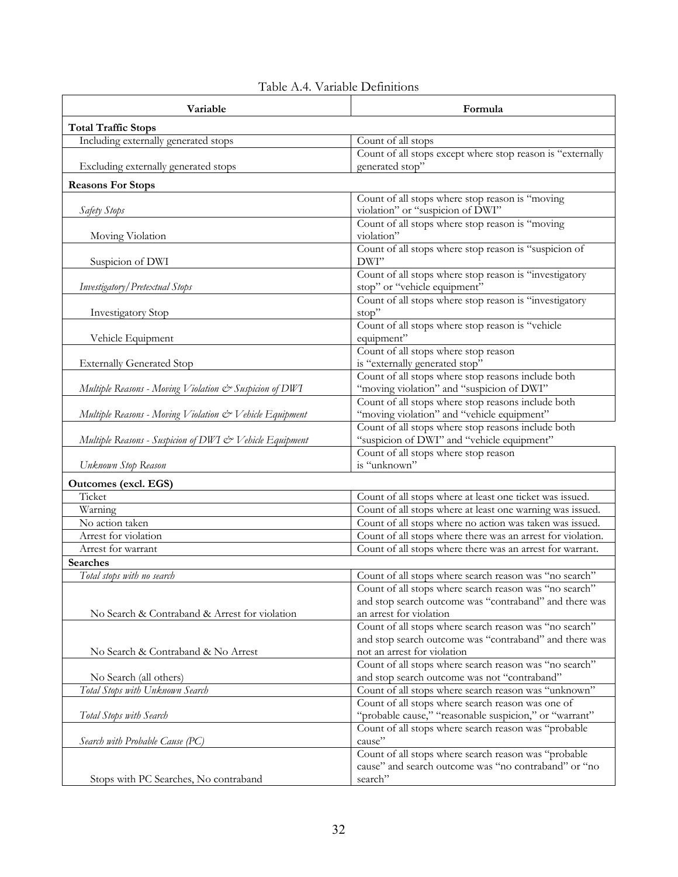Table A.4. Variable Definitions

| Variable | Formula |
|---|---|
| **Total Traffic Stops** | |
| Including externally generated stops | Count of all stops |
| Excluding externally generated stops | Count of all stops except where stop reason is "externally generated stop" |
| **Reasons For Stops** | |
| *Safety Stops* | Count of all stops where stop reason is "moving violation" or "suspicion of DWI" |
| Moving Violation | Count of all stops where stop reason is "moving violation" |
| Suspicion of DWI | Count of all stops where stop reason is "suspicion of DWI" |
| *Investigatory/Pretextual Stops* | Count of all stops where stop reason is "investigatory stop" or "vehicle equipment" |
| Investigatory Stop | Count of all stops where stop reason is "investigatory stop" |
| Vehicle Equipment | Count of all stops where stop reason is "vehicle equipment" |
| Externally Generated Stop | Count of all stops where stop reason is "externally generated stop" |
| *Multiple Reasons - Moving Violation & Suspicion of DWI* | Count of all stops where stop reasons include both "moving violation" and "suspicion of DWI" |
| *Multiple Reasons - Moving Violation & Vehicle Equipment* | Count of all stops where stop reasons include both "moving violation" and "vehicle equipment" |
| *Multiple Reasons - Suspicion of DWI & Vehicle Equipment* | Count of all stops where stop reasons include both "suspicion of DWI" and "vehicle equipment" |
| *Unknown Stop Reason* | Count of all stops where stop reason is "unknown" |
| **Outcomes (excl. EGS)** | |
| Ticket | Count of all stops where at least one ticket was issued. |
| Warning | Count of all stops where at least one warning was issued. |
| No action taken | Count of all stops where no action was taken was issued. |
| Arrest for violation | Count of all stops where there was an arrest for violation. |
| Arrest for warrant | Count of all stops where there was an arrest for warrant. |
| **Searches** | |
| *Total stops with no search* | Count of all stops where search reason was "no search" |
| No Search & Contraband & Arrest for violation | Count of all stops where search reason was "no search" and stop search outcome was "contraband" and there was an arrest for violation |
| No Search & Contraband & No Arrest | Count of all stops where search reason was "no search" and stop search outcome was "contraband" and there was not an arrest for violation |
| No Search (all others) | Count of all stops where search reason was "no search" and stop search outcome was not "contraband" |
| *Total Stops with Unknown Search* | Count of all stops where search reason was "unknown" |
| *Total Stops with Search* | Count of all stops where search reason was one of "probable cause," "reasonable suspicion," or "warrant" |
| *Search with Probable Cause (PC)* | Count of all stops where search reason was "probable cause" |
| Stops with PC Searches, No contraband | Count of all stops where search reason was "probable cause" and search outcome was "no contraband" or "no search" |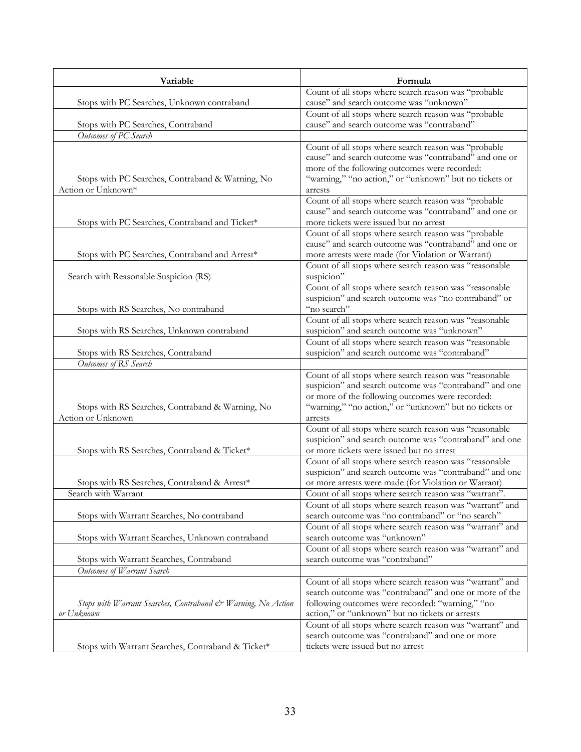| Variable | Formula |
|---|---|
| Stops with PC Searches, Unknown contraband | Count of all stops where search reason was "probable cause" and search outcome was "unknown" |
| Stops with PC Searches, Contraband | Count of all stops where search reason was "probable cause" and search outcome was "contraband" |
| *Outcomes of PC Search* | |
| Stops with PC Searches, Contraband & Warning, No Action or Unknown* | Count of all stops where search reason was "probable cause" and search outcome was "contraband" and one or more of the following outcomes were recorded: "warning," "no action," or "unknown" but no tickets or arrests |
| Stops with PC Searches, Contraband and Ticket* | Count of all stops where search reason was "probable cause" and search outcome was "contraband" and one or more tickets were issued but no arrest |
| Stops with PC Searches, Contraband and Arrest* | Count of all stops where search reason was "probable cause" and search outcome was "contraband" and one or more arrests were made (for Violation or Warrant) |
| Search with Reasonable Suspicion (RS) | Count of all stops where search reason was "reasonable suspicion" |
| Stops with RS Searches, No contraband | Count of all stops where search reason was "reasonable suspicion" and search outcome was "no contraband" or "no search" |
| Stops with RS Searches, Unknown contraband | Count of all stops where search reason was "reasonable suspicion" and search outcome was "unknown" |
| Stops with RS Searches, Contraband | Count of all stops where search reason was "reasonable suspicion" and search outcome was "contraband" |
| *Outcomes of RS Search* | |
| Stops with RS Searches, Contraband & Warning, No Action or Unknown | Count of all stops where search reason was "reasonable suspicion" and search outcome was "contraband" and one or more of the following outcomes were recorded: "warning," "no action," or "unknown" but no tickets or arrests |
| Stops with RS Searches, Contraband & Ticket* | Count of all stops where search reason was "reasonable suspicion" and search outcome was "contraband" and one or more tickets were issued but no arrest |
| Stops with RS Searches, Contraband & Arrest* | Count of all stops where search reason was "reasonable suspicion" and search outcome was "contraband" and one or more arrests were made (for Violation or Warrant) |
| Search with Warrant | Count of all stops where search reason was "warrant". |
| Stops with Warrant Searches, No contraband | Count of all stops where search reason was "warrant" and search outcome was "no contraband" or "no search" |
| Stops with Warrant Searches, Unknown contraband | Count of all stops where search reason was "warrant" and search outcome was "unknown" |
| Stops with Warrant Searches, Contraband | Count of all stops where search reason was "warrant" and search outcome was "contraband" |
| *Outcomes of Warrant Search* | |
| *Stops with Warrant Searches, Contraband & Warning, No Action or Unknown* | Count of all stops where search reason was "warrant" and search outcome was "contraband" and one or more of the following outcomes were recorded: "warning," "no action," or "unknown" but no tickets or arrests |
| Stops with Warrant Searches, Contraband & Ticket* | Count of all stops where search reason was "warrant" and search outcome was "contraband" and one or more tickets were issued but no arrest |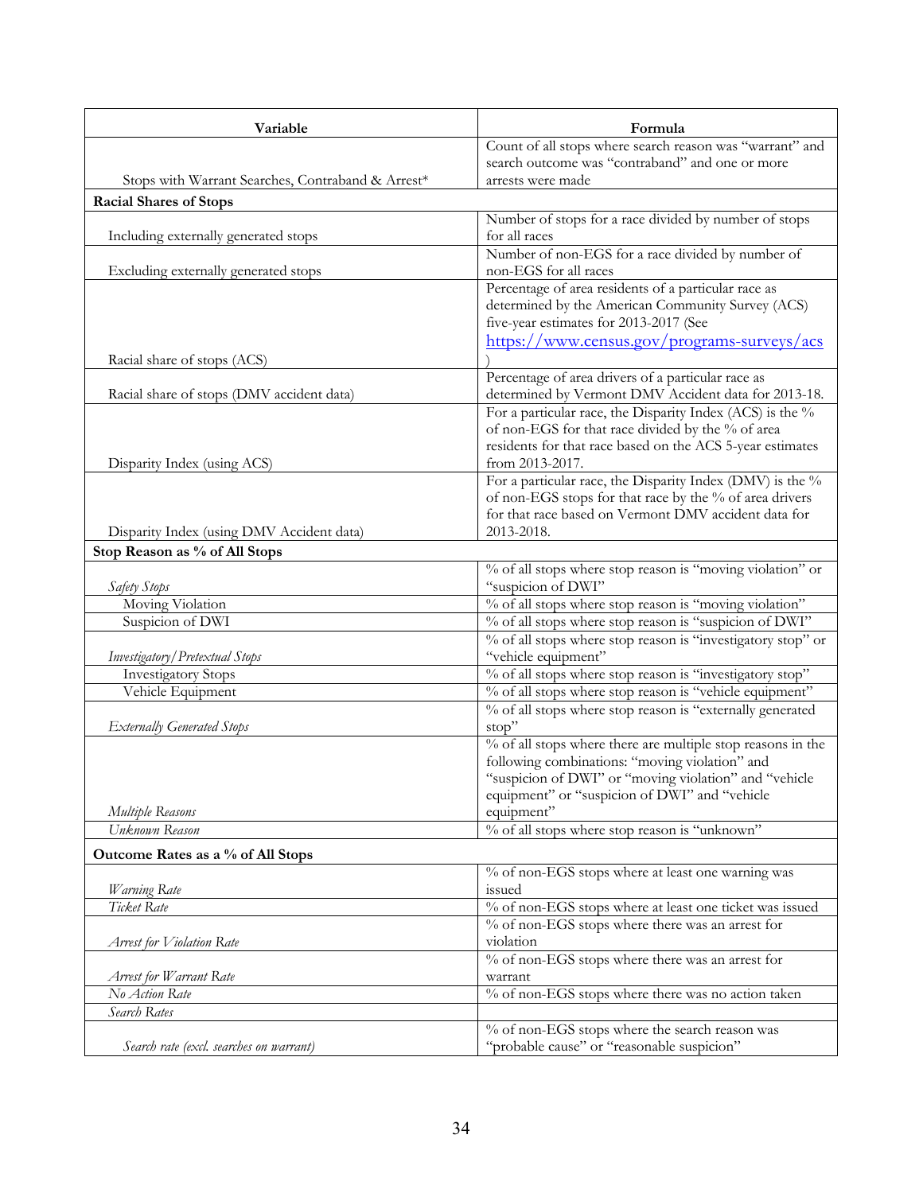| Variable | Formula |
|---|---|
| Stops with Warrant Searches, Contraband & Arrest* | Count of all stops where search reason was "warrant" and search outcome was "contraband" and one or more arrests were made |
| **Racial Shares of Stops** | |
| Including externally generated stops | Number of stops for a race divided by number of stops for all races |
| Excluding externally generated stops | Number of non-EGS for a race divided by number of non-EGS for all races |
| Racial share of stops (ACS) | Percentage of area residents of a particular race as determined by the American Community Survey (ACS) five-year estimates for 2013-2017 (See https://www.census.gov/programs-surveys/acs) |
| Racial share of stops (DMV accident data) | Percentage of area drivers of a particular race as determined by Vermont DMV Accident data for 2013-18. |
| Disparity Index (using ACS) | For a particular race, the Disparity Index (ACS) is the % of non-EGS for that race divided by the % of area residents for that race based on the ACS 5-year estimates from 2013-2017. |
| Disparity Index (using DMV Accident data) | For a particular race, the Disparity Index (DMV) is the % of non-EGS stops for that race by the % of area drivers for that race based on Vermont DMV accident data for 2013-2018. |
| **Stop Reason as % of All Stops** | |
| *Safety Stops* | % of all stops where stop reason is "moving violation" or "suspicion of DWI" |
| Moving Violation | % of all stops where stop reason is "moving violation" |
| Suspicion of DWI | % of all stops where stop reason is "suspicion of DWI" |
| *Investigatory/Pretextual Stops* | % of all stops where stop reason is "investigatory stop" or "vehicle equipment" |
| Investigatory Stops | % of all stops where stop reason is "investigatory stop" |
| Vehicle Equipment | % of all stops where stop reason is "vehicle equipment" |
| *Externally Generated Stops* | % of all stops where stop reason is "externally generated stop" |
| *Multiple Reasons* | % of all stops where there are multiple stop reasons in the following combinations: "moving violation" and "suspicion of DWI" or "moving violation" and "vehicle equipment" or "suspicion of DWI" and "vehicle equipment" |
| *Unknown Reason* | % of all stops where stop reason is "unknown" |
| **Outcome Rates as a % of All Stops** | |
| *Warning Rate* | % of non-EGS stops where at least one warning was issued |
| *Ticket Rate* | % of non-EGS stops where at least one ticket was issued |
| *Arrest for Violation Rate* | % of non-EGS stops where there was an arrest for violation |
| *Arrest for Warrant Rate* | % of non-EGS stops where there was an arrest for warrant |
| *No Action Rate* | % of non-EGS stops where there was no action taken |
| *Search Rates* | |
| *Search rate (excl. searches on warrant)* | % of non-EGS stops where the search reason was "probable cause" or "reasonable suspicion" |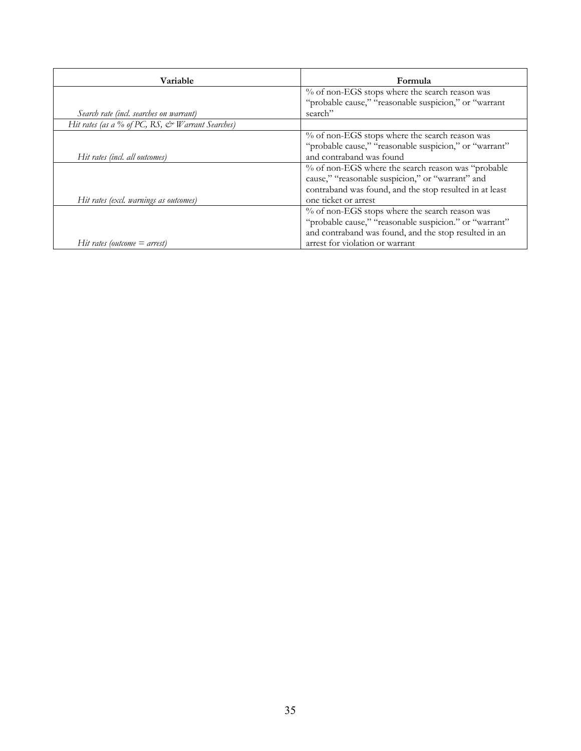| Variable | Formula |
|---|---|
| *Search rate (incl. searches on warrant)* | % of non-EGS stops where the search reason was "probable cause," "reasonable suspicion," or "warrant search" |
| *Hit rates (as a % of PC, RS, & Warrant Searches)* | |
| *Hit rates (incl. all outcomes)* | % of non-EGS stops where the search reason was "probable cause," "reasonable suspicion," or "warrant" and contraband was found |
| *Hit rates (excl. warnings as outcomes)* | % of non-EGS where the search reason was "probable cause," "reasonable suspicion," or "warrant" and contraband was found, and the stop resulted in at least one ticket or arrest |
| *Hit rates (outcome = arrest)* | % of non-EGS stops where the search reason was "probable cause," "reasonable suspicion." or "warrant" and contraband was found, and the stop resulted in an arrest for violation or warrant |